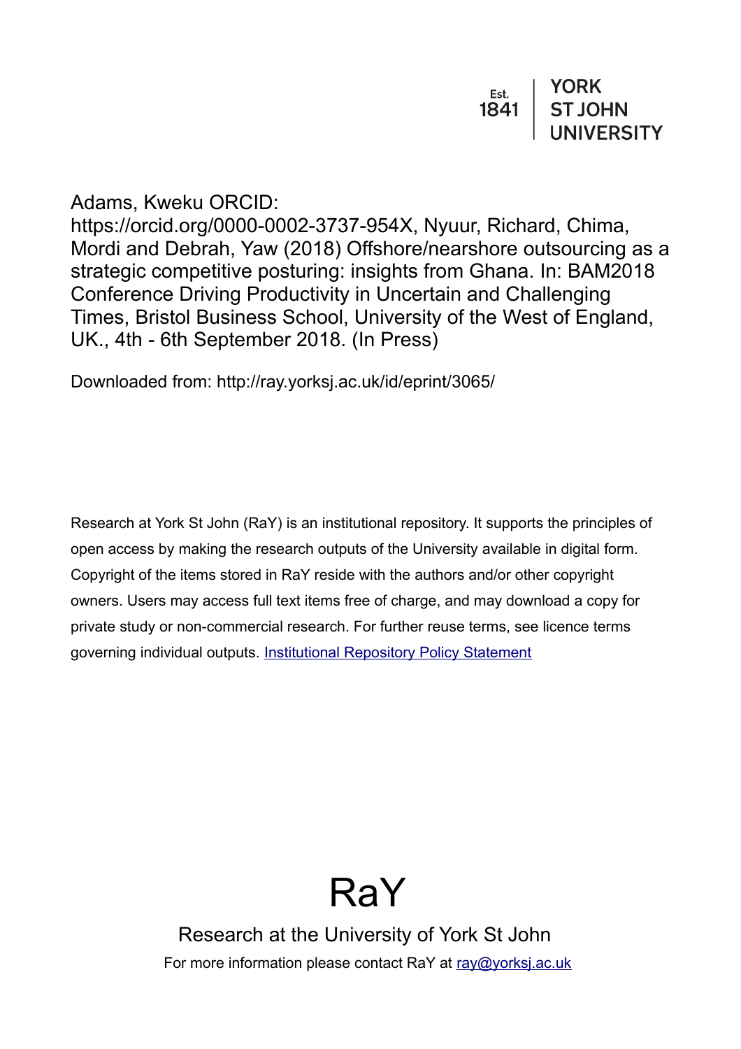Est. 1841 | YORK ST JOHN UNIVERSITY

Adams, Kweku ORCID: https://orcid.org/0000-0002-3737-954X, Nyuur, Richard, Chima, Mordi and Debrah, Yaw (2018) Offshore/nearshore outsourcing as a strategic competitive posturing: insights from Ghana. In: BAM2018 Conference Driving Productivity in Uncertain and Challenging Times, Bristol Business School, University of the West of England, UK., 4th - 6th September 2018. (In Press)

Downloaded from: http://ray.yorksj.ac.uk/id/eprint/3065/

Research at York St John (RaY) is an institutional repository. It supports the principles of open access by making the research outputs of the University available in digital form. Copyright of the items stored in RaY reside with the authors and/or other copyright owners. Users may access full text items free of charge, and may download a copy for private study or non-commercial research. For further reuse terms, see licence terms governing individual outputs. [Institutional Repository Policy Statement](https://www.yorksj.ac.uk/ils/repository-policies/)

# RaY

Research at the University of York St John

For more information please contact RaY at [ray@yorksj.ac.uk](mailto:ray@yorksj.ac.uk)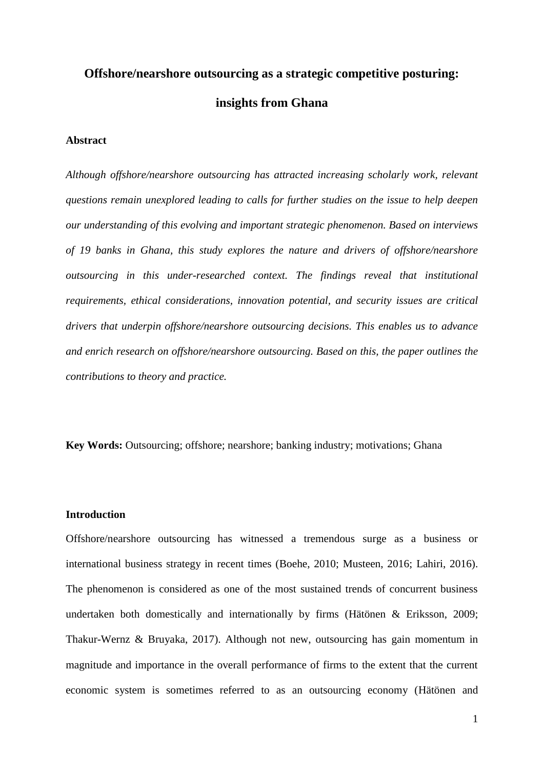# Offshore/nearshore outsourcing as a strategic competitive posturing: insights from Ghana

**Abstract**

*Although offshore/nearshore outsourcing has attracted increasing scholarly work, relevant questions remain unexplored leading to calls for further studies on the issue to help deepen our understanding of this evolving and important strategic phenomenon. Based on interviews of 19 banks in Ghana, this study explores the nature and drivers of offshore/nearshore outsourcing in this under-researched context. The findings reveal that institutional requirements, ethical considerations, innovation potential, and security issues are critical drivers that underpin offshore/nearshore outsourcing decisions. This enables us to advance and enrich research on offshore/nearshore outsourcing. Based on this, the paper outlines the contributions to theory and practice.*

**Key Words:** Outsourcing; offshore; nearshore; banking industry; motivations; Ghana

**Introduction**

Offshore/nearshore outsourcing has witnessed a tremendous surge as a business or international business strategy in recent times (Boehe, 2010; Musteen, 2016; Lahiri, 2016). The phenomenon is considered as one of the most sustained trends of concurrent business undertaken both domestically and internationally by firms (Hätönen & Eriksson, 2009; Thakur-Wernz & Bruyaka, 2017). Although not new, outsourcing has gain momentum in magnitude and importance in the overall performance of firms to the extent that the current economic system is sometimes referred to as an outsourcing economy (Hätönen and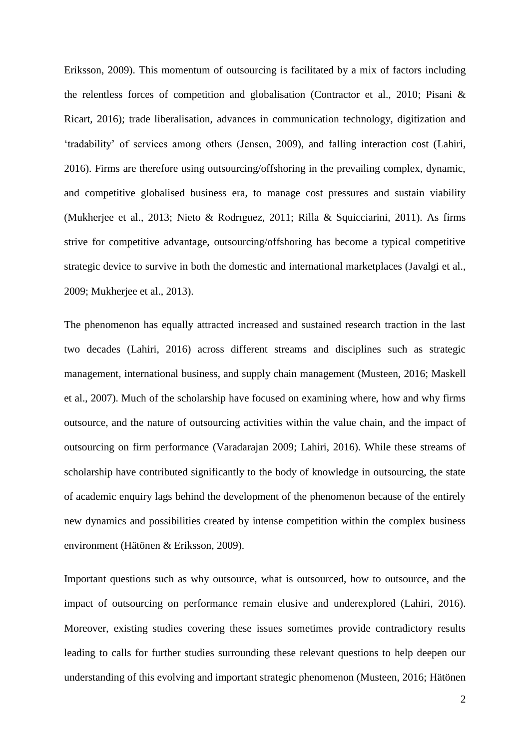Eriksson, 2009). This momentum of outsourcing is facilitated by a mix of factors including the relentless forces of competition and globalisation (Contractor et al., 2010; Pisani & Ricart, 2016); trade liberalisation, advances in communication technology, digitization and 'tradability' of services among others (Jensen, 2009), and falling interaction cost (Lahiri, 2016). Firms are therefore using outsourcing/offshoring in the prevailing complex, dynamic, and competitive globalised business era, to manage cost pressures and sustain viability (Mukherjee et al., 2013; Nieto & Rodrıguez, 2011; Rilla & Squicciarini, 2011). As firms strive for competitive advantage, outsourcing/offshoring has become a typical competitive strategic device to survive in both the domestic and international marketplaces (Javalgi et al., 2009; Mukherjee et al., 2013).

The phenomenon has equally attracted increased and sustained research traction in the last two decades (Lahiri, 2016) across different streams and disciplines such as strategic management, international business, and supply chain management (Musteen, 2016; Maskell et al., 2007). Much of the scholarship have focused on examining where, how and why firms outsource, and the nature of outsourcing activities within the value chain, and the impact of outsourcing on firm performance (Varadarajan 2009; Lahiri, 2016). While these streams of scholarship have contributed significantly to the body of knowledge in outsourcing, the state of academic enquiry lags behind the development of the phenomenon because of the entirely new dynamics and possibilities created by intense competition within the complex business environment (Hätönen & Eriksson, 2009).

Important questions such as why outsource, what is outsourced, how to outsource, and the impact of outsourcing on performance remain elusive and underexplored (Lahiri, 2016). Moreover, existing studies covering these issues sometimes provide contradictory results leading to calls for further studies surrounding these relevant questions to help deepen our understanding of this evolving and important strategic phenomenon (Musteen, 2016; Hätönen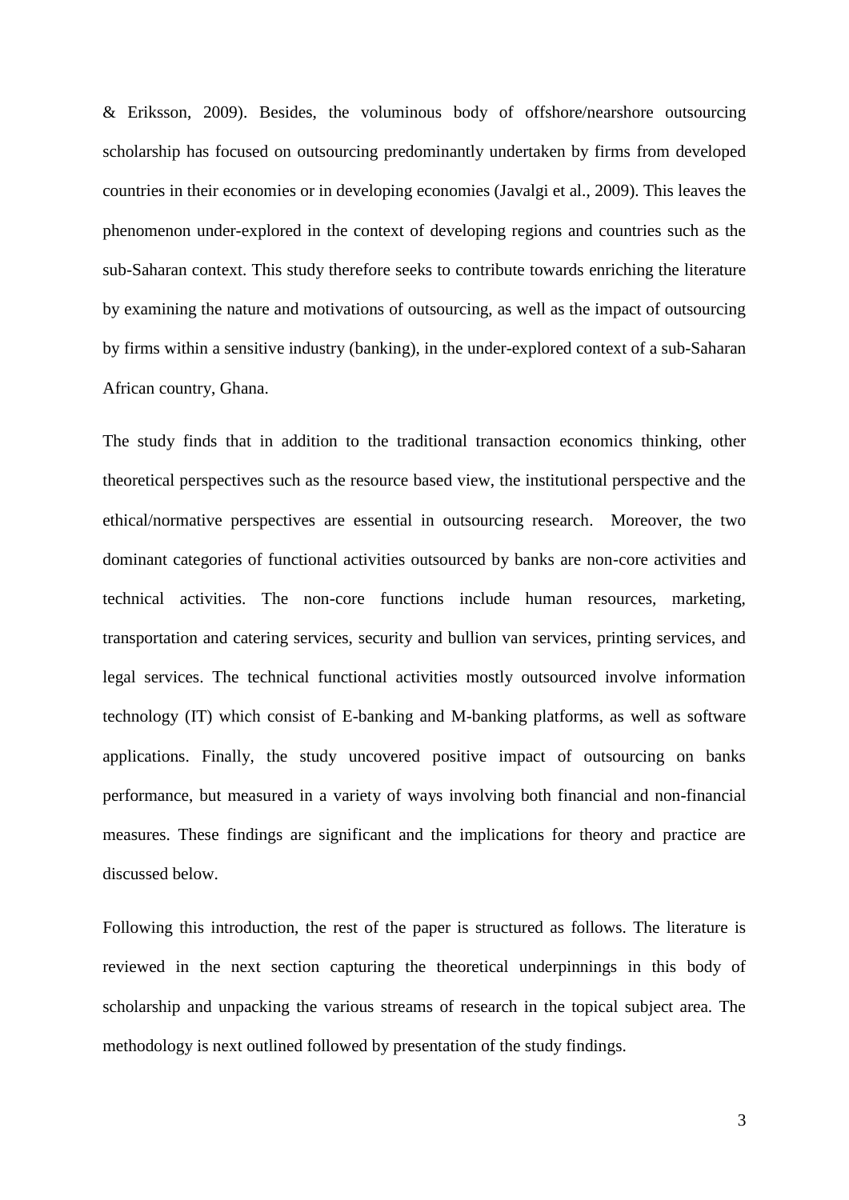& Eriksson, 2009). Besides, the voluminous body of offshore/nearshore outsourcing scholarship has focused on outsourcing predominantly undertaken by firms from developed countries in their economies or in developing economies (Javalgi et al., 2009). This leaves the phenomenon under-explored in the context of developing regions and countries such as the sub-Saharan context. This study therefore seeks to contribute towards enriching the literature by examining the nature and motivations of outsourcing, as well as the impact of outsourcing by firms within a sensitive industry (banking), in the under-explored context of a sub-Saharan African country, Ghana.

The study finds that in addition to the traditional transaction economics thinking, other theoretical perspectives such as the resource based view, the institutional perspective and the ethical/normative perspectives are essential in outsourcing research. Moreover, the two dominant categories of functional activities outsourced by banks are non-core activities and technical activities. The non-core functions include human resources, marketing, transportation and catering services, security and bullion van services, printing services, and legal services. The technical functional activities mostly outsourced involve information technology (IT) which consist of E-banking and M-banking platforms, as well as software applications. Finally, the study uncovered positive impact of outsourcing on banks performance, but measured in a variety of ways involving both financial and non-financial measures. These findings are significant and the implications for theory and practice are discussed below.

Following this introduction, the rest of the paper is structured as follows. The literature is reviewed in the next section capturing the theoretical underpinnings in this body of scholarship and unpacking the various streams of research in the topical subject area. The methodology is next outlined followed by presentation of the study findings.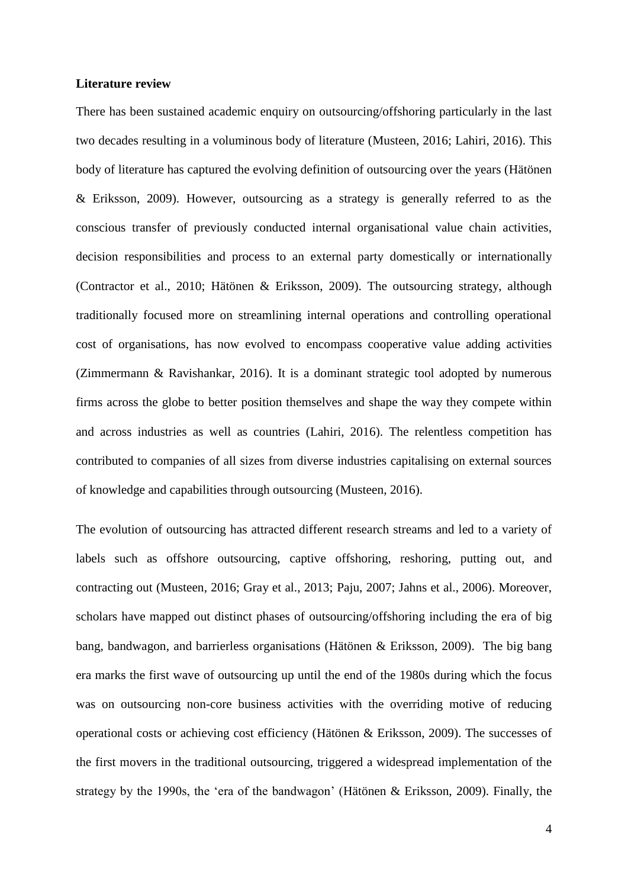**Literature review**

There has been sustained academic enquiry on outsourcing/offshoring particularly in the last two decades resulting in a voluminous body of literature (Musteen, 2016; Lahiri, 2016). This body of literature has captured the evolving definition of outsourcing over the years (Hätönen & Eriksson, 2009). However, outsourcing as a strategy is generally referred to as the conscious transfer of previously conducted internal organisational value chain activities, decision responsibilities and process to an external party domestically or internationally (Contractor et al., 2010; Hätönen & Eriksson, 2009). The outsourcing strategy, although traditionally focused more on streamlining internal operations and controlling operational cost of organisations, has now evolved to encompass cooperative value adding activities (Zimmermann & Ravishankar, 2016). It is a dominant strategic tool adopted by numerous firms across the globe to better position themselves and shape the way they compete within and across industries as well as countries (Lahiri, 2016). The relentless competition has contributed to companies of all sizes from diverse industries capitalising on external sources of knowledge and capabilities through outsourcing (Musteen, 2016).

The evolution of outsourcing has attracted different research streams and led to a variety of labels such as offshore outsourcing, captive offshoring, reshoring, putting out, and contracting out (Musteen, 2016; Gray et al., 2013; Paju, 2007; Jahns et al., 2006). Moreover, scholars have mapped out distinct phases of outsourcing/offshoring including the era of big bang, bandwagon, and barrierless organisations (Hätönen & Eriksson, 2009). The big bang era marks the first wave of outsourcing up until the end of the 1980s during which the focus was on outsourcing non-core business activities with the overriding motive of reducing operational costs or achieving cost efficiency (Hätönen & Eriksson, 2009). The successes of the first movers in the traditional outsourcing, triggered a widespread implementation of the strategy by the 1990s, the 'era of the bandwagon' (Hätönen & Eriksson, 2009). Finally, the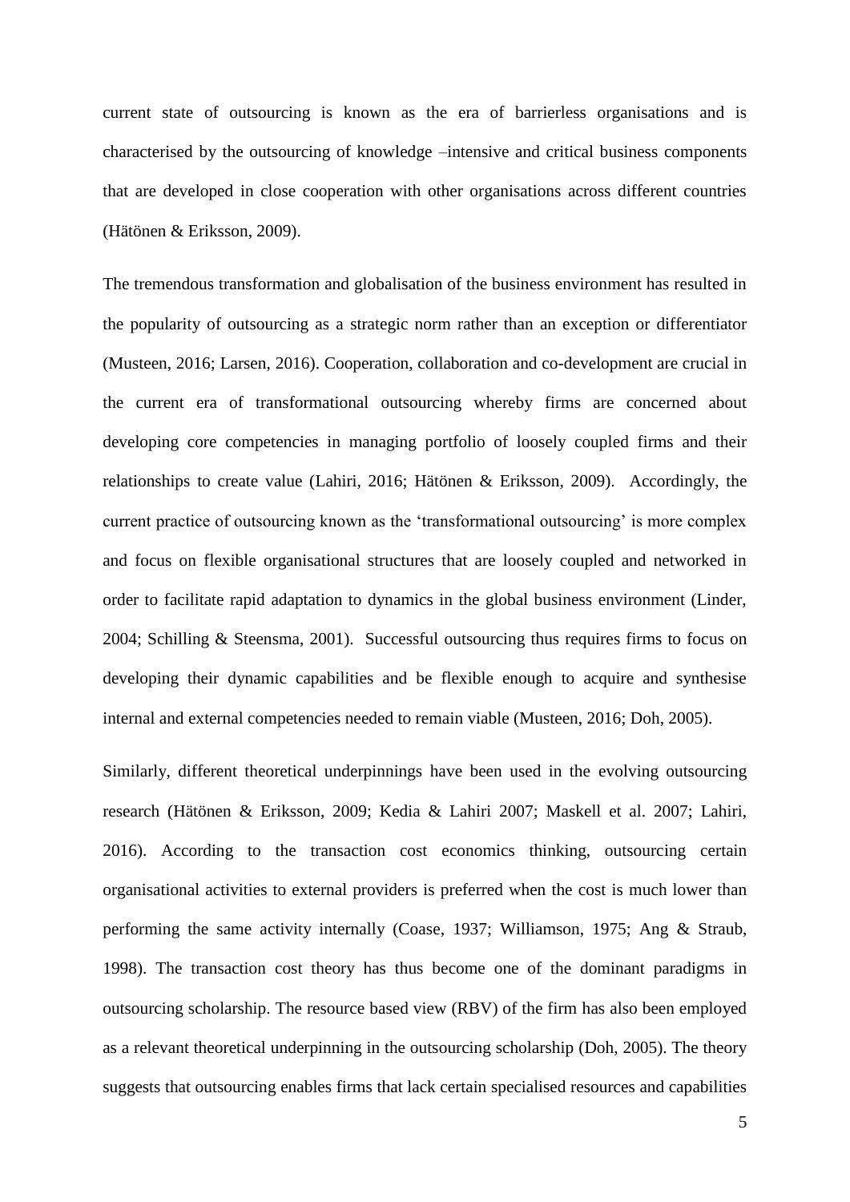current state of outsourcing is known as the era of barrierless organisations and is characterised by the outsourcing of knowledge –intensive and critical business components that are developed in close cooperation with other organisations across different countries (Hätönen & Eriksson, 2009).

The tremendous transformation and globalisation of the business environment has resulted in the popularity of outsourcing as a strategic norm rather than an exception or differentiator (Musteen, 2016; Larsen, 2016). Cooperation, collaboration and co-development are crucial in the current era of transformational outsourcing whereby firms are concerned about developing core competencies in managing portfolio of loosely coupled firms and their relationships to create value (Lahiri, 2016; Hätönen & Eriksson, 2009). Accordingly, the current practice of outsourcing known as the 'transformational outsourcing' is more complex and focus on flexible organisational structures that are loosely coupled and networked in order to facilitate rapid adaptation to dynamics in the global business environment (Linder, 2004; Schilling & Steensma, 2001). Successful outsourcing thus requires firms to focus on developing their dynamic capabilities and be flexible enough to acquire and synthesise internal and external competencies needed to remain viable (Musteen, 2016; Doh, 2005).

Similarly, different theoretical underpinnings have been used in the evolving outsourcing research (Hätönen & Eriksson, 2009; Kedia & Lahiri 2007; Maskell et al. 2007; Lahiri, 2016). According to the transaction cost economics thinking, outsourcing certain organisational activities to external providers is preferred when the cost is much lower than performing the same activity internally (Coase, 1937; Williamson, 1975; Ang & Straub, 1998). The transaction cost theory has thus become one of the dominant paradigms in outsourcing scholarship. The resource based view (RBV) of the firm has also been employed as a relevant theoretical underpinning in the outsourcing scholarship (Doh, 2005). The theory suggests that outsourcing enables firms that lack certain specialised resources and capabilities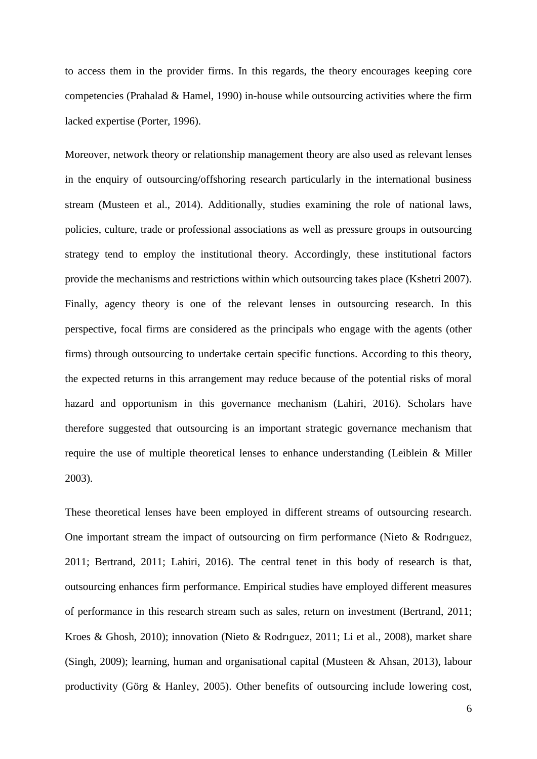to access them in the provider firms. In this regards, the theory encourages keeping core competencies (Prahalad & Hamel, 1990) in-house while outsourcing activities where the firm lacked expertise (Porter, 1996).

Moreover, network theory or relationship management theory are also used as relevant lenses in the enquiry of outsourcing/offshoring research particularly in the international business stream (Musteen et al., 2014). Additionally, studies examining the role of national laws, policies, culture, trade or professional associations as well as pressure groups in outsourcing strategy tend to employ the institutional theory. Accordingly, these institutional factors provide the mechanisms and restrictions within which outsourcing takes place (Kshetri 2007). Finally, agency theory is one of the relevant lenses in outsourcing research. In this perspective, focal firms are considered as the principals who engage with the agents (other firms) through outsourcing to undertake certain specific functions. According to this theory, the expected returns in this arrangement may reduce because of the potential risks of moral hazard and opportunism in this governance mechanism (Lahiri, 2016). Scholars have therefore suggested that outsourcing is an important strategic governance mechanism that require the use of multiple theoretical lenses to enhance understanding (Leiblein & Miller 2003).

These theoretical lenses have been employed in different streams of outsourcing research. One important stream the impact of outsourcing on firm performance (Nieto & Rodrıguez, 2011; Bertrand, 2011; Lahiri, 2016). The central tenet in this body of research is that, outsourcing enhances firm performance. Empirical studies have employed different measures of performance in this research stream such as sales, return on investment (Bertrand, 2011; Kroes & Ghosh, 2010); innovation (Nieto & Rodrıguez, 2011; Li et al., 2008), market share (Singh, 2009); learning, human and organisational capital (Musteen & Ahsan, 2013), labour productivity (Görg & Hanley, 2005). Other benefits of outsourcing include lowering cost,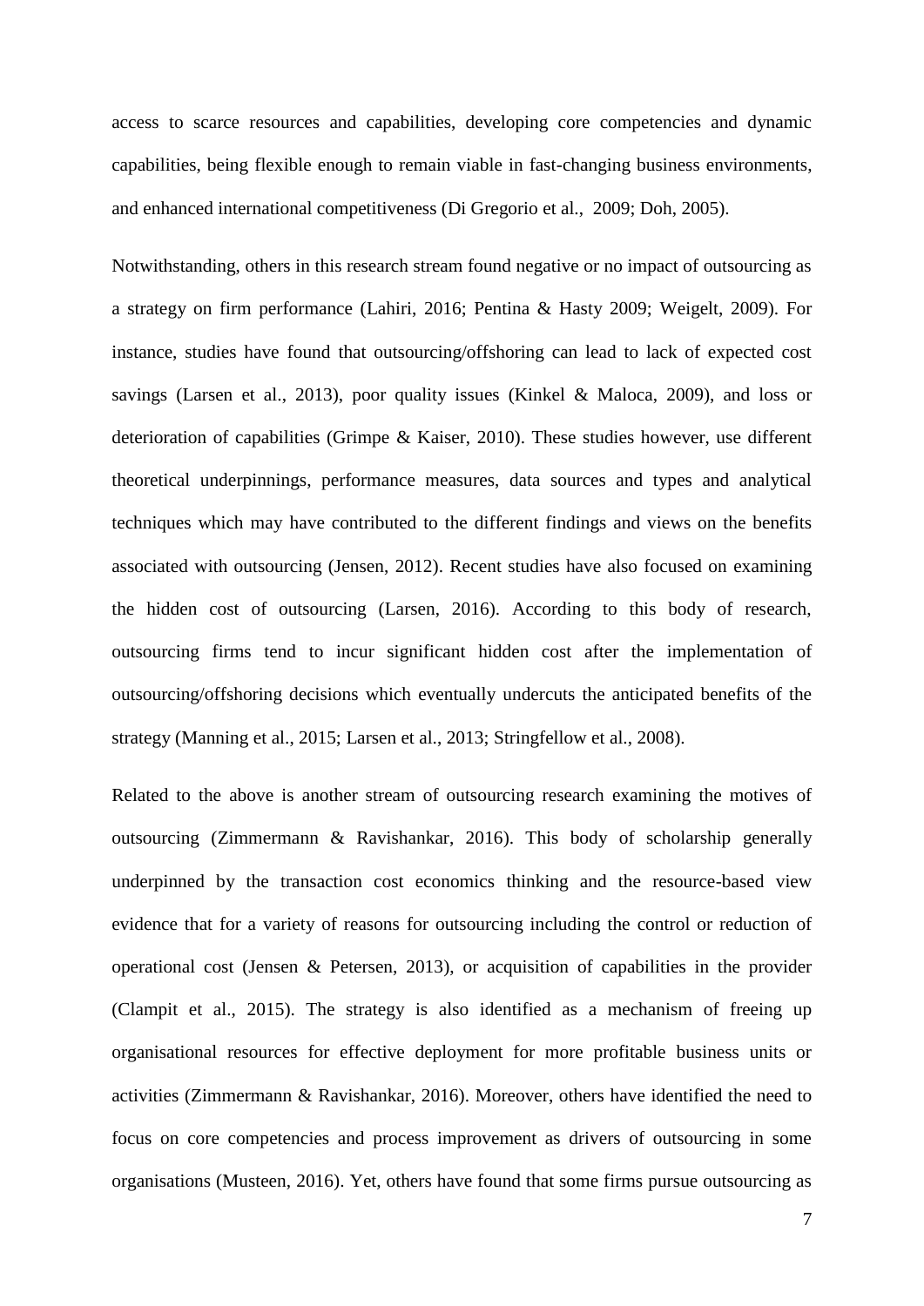access to scarce resources and capabilities, developing core competencies and dynamic capabilities, being flexible enough to remain viable in fast-changing business environments, and enhanced international competitiveness (Di Gregorio et al., 2009; Doh, 2005).

Notwithstanding, others in this research stream found negative or no impact of outsourcing as a strategy on firm performance (Lahiri, 2016; Pentina & Hasty 2009; Weigelt, 2009). For instance, studies have found that outsourcing/offshoring can lead to lack of expected cost savings (Larsen et al., 2013), poor quality issues (Kinkel & Maloca, 2009), and loss or deterioration of capabilities (Grimpe & Kaiser, 2010). These studies however, use different theoretical underpinnings, performance measures, data sources and types and analytical techniques which may have contributed to the different findings and views on the benefits associated with outsourcing (Jensen, 2012). Recent studies have also focused on examining the hidden cost of outsourcing (Larsen, 2016). According to this body of research, outsourcing firms tend to incur significant hidden cost after the implementation of outsourcing/offshoring decisions which eventually undercuts the anticipated benefits of the strategy (Manning et al., 2015; Larsen et al., 2013; Stringfellow et al., 2008).

Related to the above is another stream of outsourcing research examining the motives of outsourcing (Zimmermann & Ravishankar, 2016). This body of scholarship generally underpinned by the transaction cost economics thinking and the resource-based view evidence that for a variety of reasons for outsourcing including the control or reduction of operational cost (Jensen & Petersen, 2013), or acquisition of capabilities in the provider (Clampit et al., 2015). The strategy is also identified as a mechanism of freeing up organisational resources for effective deployment for more profitable business units or activities (Zimmermann & Ravishankar, 2016). Moreover, others have identified the need to focus on core competencies and process improvement as drivers of outsourcing in some organisations (Musteen, 2016). Yet, others have found that some firms pursue outsourcing as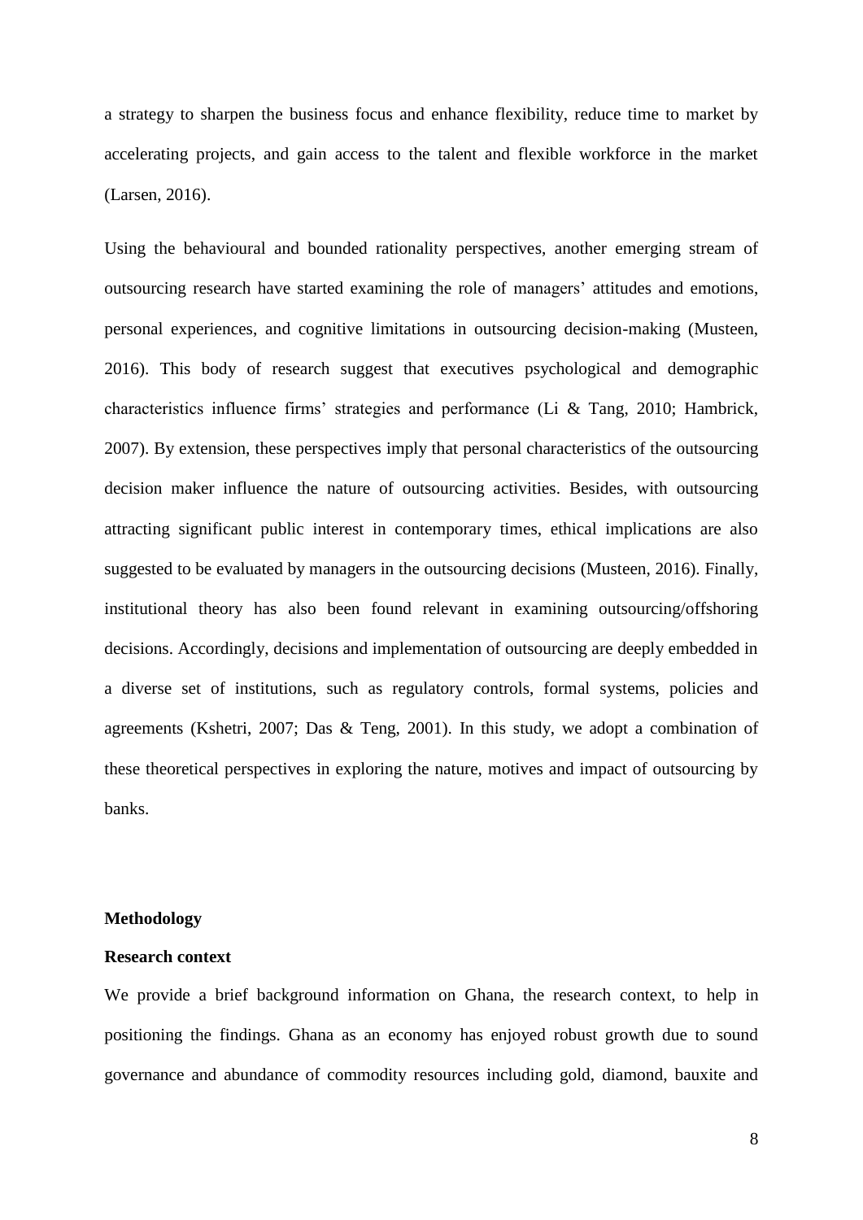a strategy to sharpen the business focus and enhance flexibility, reduce time to market by accelerating projects, and gain access to the talent and flexible workforce in the market (Larsen, 2016).

Using the behavioural and bounded rationality perspectives, another emerging stream of outsourcing research have started examining the role of managers' attitudes and emotions, personal experiences, and cognitive limitations in outsourcing decision-making (Musteen, 2016). This body of research suggest that executives psychological and demographic characteristics influence firms' strategies and performance (Li & Tang, 2010; Hambrick, 2007). By extension, these perspectives imply that personal characteristics of the outsourcing decision maker influence the nature of outsourcing activities. Besides, with outsourcing attracting significant public interest in contemporary times, ethical implications are also suggested to be evaluated by managers in the outsourcing decisions (Musteen, 2016). Finally, institutional theory has also been found relevant in examining outsourcing/offshoring decisions. Accordingly, decisions and implementation of outsourcing are deeply embedded in a diverse set of institutions, such as regulatory controls, formal systems, policies and agreements (Kshetri, 2007; Das & Teng, 2001). In this study, we adopt a combination of these theoretical perspectives in exploring the nature, motives and impact of outsourcing by banks.

## Methodology

### Research context

We provide a brief background information on Ghana, the research context, to help in positioning the findings. Ghana as an economy has enjoyed robust growth due to sound governance and abundance of commodity resources including gold, diamond, bauxite and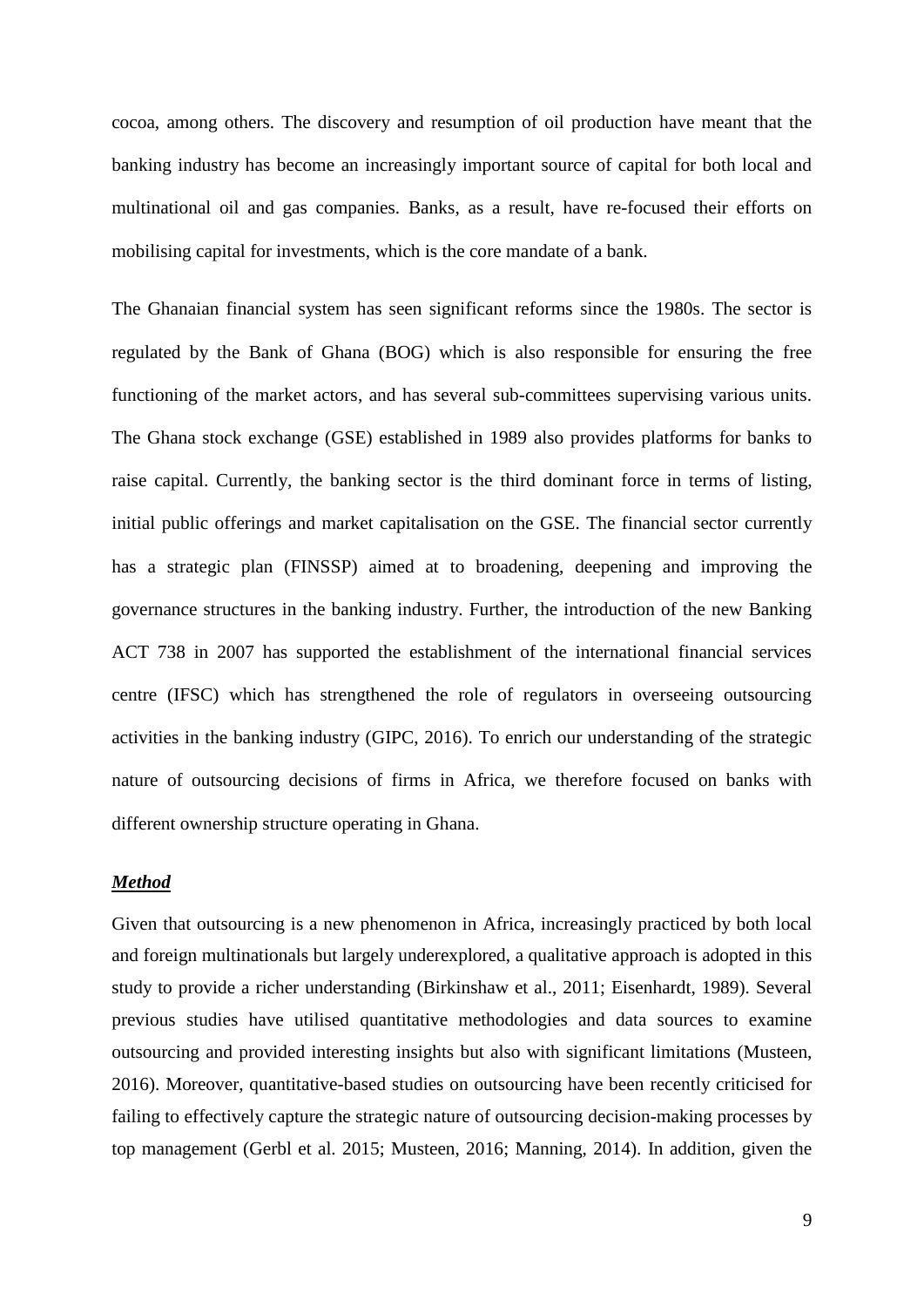cocoa, among others. The discovery and resumption of oil production have meant that the banking industry has become an increasingly important source of capital for both local and multinational oil and gas companies. Banks, as a result, have re-focused their efforts on mobilising capital for investments, which is the core mandate of a bank.

The Ghanaian financial system has seen significant reforms since the 1980s. The sector is regulated by the Bank of Ghana (BOG) which is also responsible for ensuring the free functioning of the market actors, and has several sub-committees supervising various units. The Ghana stock exchange (GSE) established in 1989 also provides platforms for banks to raise capital. Currently, the banking sector is the third dominant force in terms of listing, initial public offerings and market capitalisation on the GSE. The financial sector currently has a strategic plan (FINSSP) aimed at to broadening, deepening and improving the governance structures in the banking industry. Further, the introduction of the new Banking ACT 738 in 2007 has supported the establishment of the international financial services centre (IFSC) which has strengthened the role of regulators in overseeing outsourcing activities in the banking industry (GIPC, 2016). To enrich our understanding of the strategic nature of outsourcing decisions of firms in Africa, we therefore focused on banks with different ownership structure operating in Ghana.

### ***Method***

Given that outsourcing is a new phenomenon in Africa, increasingly practiced by both local and foreign multinationals but largely underexplored, a qualitative approach is adopted in this study to provide a richer understanding (Birkinshaw et al., 2011; Eisenhardt, 1989). Several previous studies have utilised quantitative methodologies and data sources to examine outsourcing and provided interesting insights but also with significant limitations (Musteen, 2016). Moreover, quantitative-based studies on outsourcing have been recently criticised for failing to effectively capture the strategic nature of outsourcing decision-making processes by top management (Gerbl et al. 2015; Musteen, 2016; Manning, 2014). In addition, given the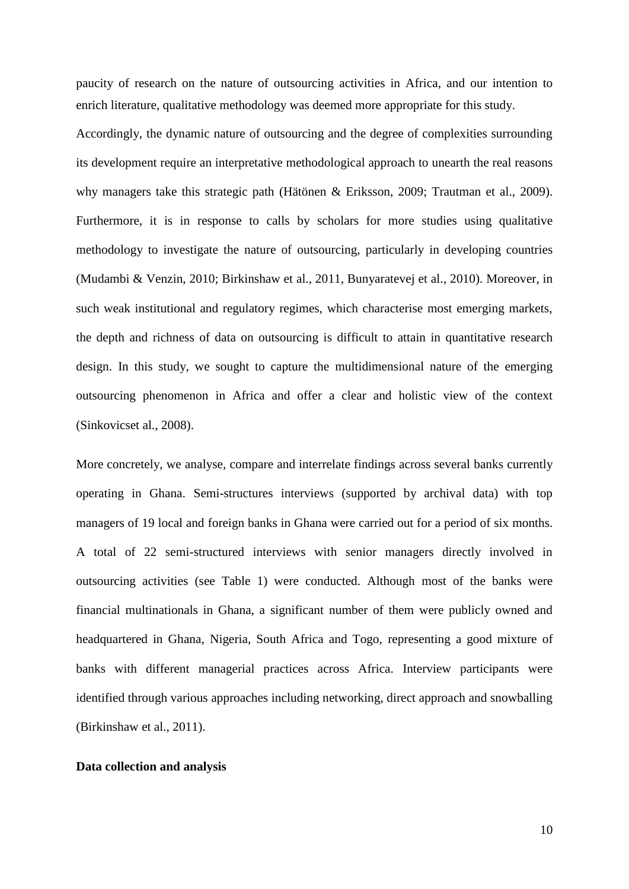paucity of research on the nature of outsourcing activities in Africa, and our intention to enrich literature, qualitative methodology was deemed more appropriate for this study.

Accordingly, the dynamic nature of outsourcing and the degree of complexities surrounding its development require an interpretative methodological approach to unearth the real reasons why managers take this strategic path (Hätönen & Eriksson, 2009; Trautman et al., 2009). Furthermore, it is in response to calls by scholars for more studies using qualitative methodology to investigate the nature of outsourcing, particularly in developing countries (Mudambi & Venzin, 2010; Birkinshaw et al., 2011, Bunyaratevej et al., 2010). Moreover, in such weak institutional and regulatory regimes, which characterise most emerging markets, the depth and richness of data on outsourcing is difficult to attain in quantitative research design. In this study, we sought to capture the multidimensional nature of the emerging outsourcing phenomenon in Africa and offer a clear and holistic view of the context (Sinkovicset al., 2008).

More concretely, we analyse, compare and interrelate findings across several banks currently operating in Ghana. Semi-structures interviews (supported by archival data) with top managers of 19 local and foreign banks in Ghana were carried out for a period of six months. A total of 22 semi-structured interviews with senior managers directly involved in outsourcing activities (see Table 1) were conducted. Although most of the banks were financial multinationals in Ghana, a significant number of them were publicly owned and headquartered in Ghana, Nigeria, South Africa and Togo, representing a good mixture of banks with different managerial practices across Africa. Interview participants were identified through various approaches including networking, direct approach and snowballing (Birkinshaw et al., 2011).

**Data collection and analysis**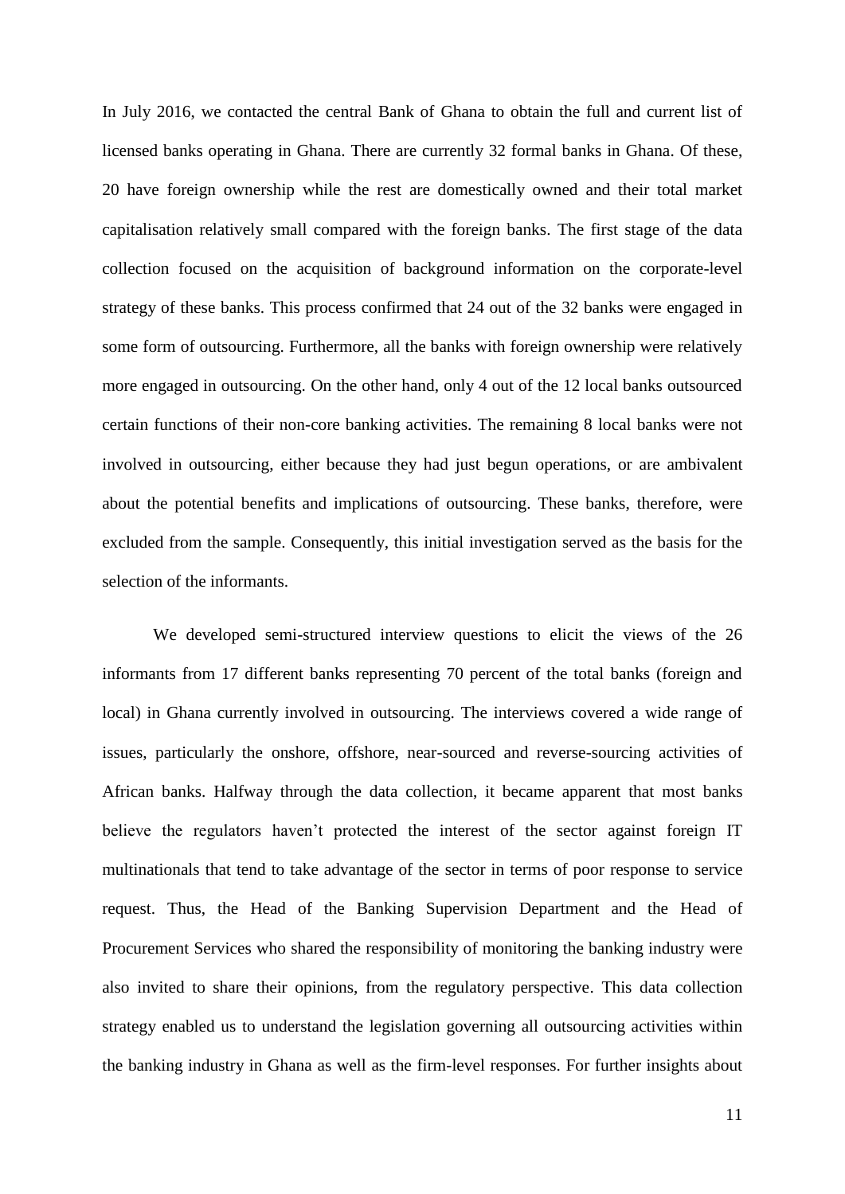In July 2016, we contacted the central Bank of Ghana to obtain the full and current list of licensed banks operating in Ghana. There are currently 32 formal banks in Ghana. Of these, 20 have foreign ownership while the rest are domestically owned and their total market capitalisation relatively small compared with the foreign banks. The first stage of the data collection focused on the acquisition of background information on the corporate-level strategy of these banks. This process confirmed that 24 out of the 32 banks were engaged in some form of outsourcing. Furthermore, all the banks with foreign ownership were relatively more engaged in outsourcing. On the other hand, only 4 out of the 12 local banks outsourced certain functions of their non-core banking activities. The remaining 8 local banks were not involved in outsourcing, either because they had just begun operations, or are ambivalent about the potential benefits and implications of outsourcing. These banks, therefore, were excluded from the sample. Consequently, this initial investigation served as the basis for the selection of the informants.

We developed semi-structured interview questions to elicit the views of the 26 informants from 17 different banks representing 70 percent of the total banks (foreign and local) in Ghana currently involved in outsourcing. The interviews covered a wide range of issues, particularly the onshore, offshore, near-sourced and reverse-sourcing activities of African banks. Halfway through the data collection, it became apparent that most banks believe the regulators haven't protected the interest of the sector against foreign IT multinationals that tend to take advantage of the sector in terms of poor response to service request. Thus, the Head of the Banking Supervision Department and the Head of Procurement Services who shared the responsibility of monitoring the banking industry were also invited to share their opinions, from the regulatory perspective. This data collection strategy enabled us to understand the legislation governing all outsourcing activities within the banking industry in Ghana as well as the firm-level responses. For further insights about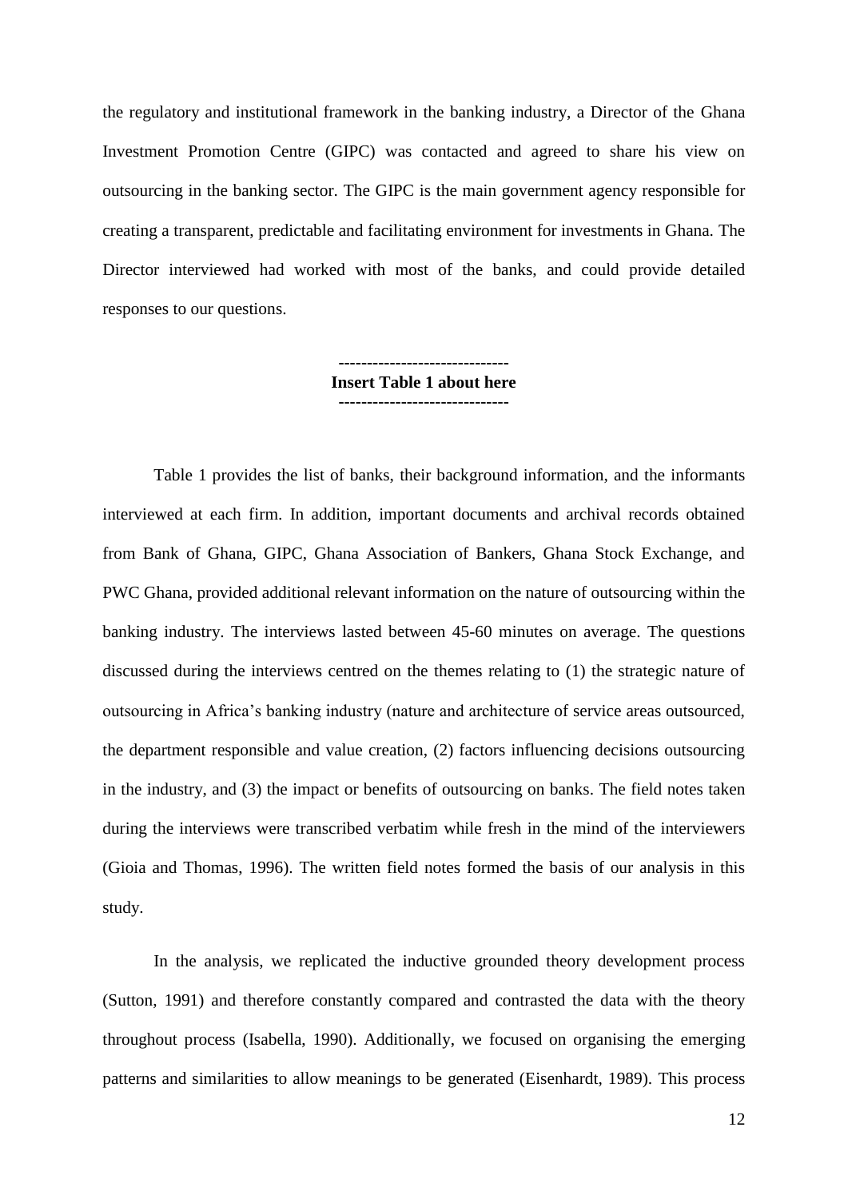the regulatory and institutional framework in the banking industry, a Director of the Ghana Investment Promotion Centre (GIPC) was contacted and agreed to share his view on outsourcing in the banking sector. The GIPC is the main government agency responsible for creating a transparent, predictable and facilitating environment for investments in Ghana. The Director interviewed had worked with most of the banks, and could provide detailed responses to our questions.

**------------------------------**
**Insert Table 1 about here**
**------------------------------**

Table 1 provides the list of banks, their background information, and the informants interviewed at each firm. In addition, important documents and archival records obtained from Bank of Ghana, GIPC, Ghana Association of Bankers, Ghana Stock Exchange, and PWC Ghana, provided additional relevant information on the nature of outsourcing within the banking industry. The interviews lasted between 45-60 minutes on average. The questions discussed during the interviews centred on the themes relating to (1) the strategic nature of outsourcing in Africa's banking industry (nature and architecture of service areas outsourced, the department responsible and value creation, (2) factors influencing decisions outsourcing in the industry, and (3) the impact or benefits of outsourcing on banks. The field notes taken during the interviews were transcribed verbatim while fresh in the mind of the interviewers (Gioia and Thomas, 1996). The written field notes formed the basis of our analysis in this study.

In the analysis, we replicated the inductive grounded theory development process (Sutton, 1991) and therefore constantly compared and contrasted the data with the theory throughout process (Isabella, 1990). Additionally, we focused on organising the emerging patterns and similarities to allow meanings to be generated (Eisenhardt, 1989). This process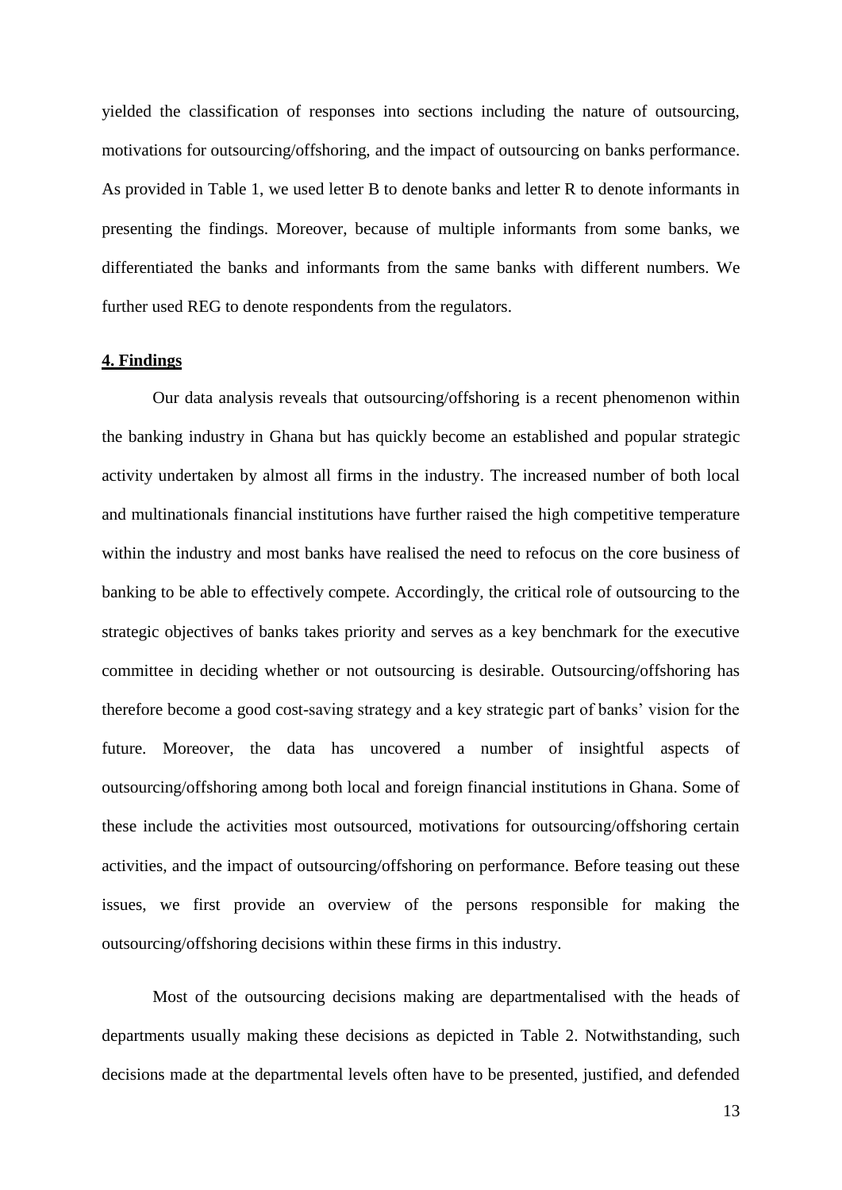yielded the classification of responses into sections including the nature of outsourcing, motivations for outsourcing/offshoring, and the impact of outsourcing on banks performance. As provided in Table 1, we used letter B to denote banks and letter R to denote informants in presenting the findings. Moreover, because of multiple informants from some banks, we differentiated the banks and informants from the same banks with different numbers. We further used REG to denote respondents from the regulators.

## 4. Findings

Our data analysis reveals that outsourcing/offshoring is a recent phenomenon within the banking industry in Ghana but has quickly become an established and popular strategic activity undertaken by almost all firms in the industry. The increased number of both local and multinationals financial institutions have further raised the high competitive temperature within the industry and most banks have realised the need to refocus on the core business of banking to be able to effectively compete. Accordingly, the critical role of outsourcing to the strategic objectives of banks takes priority and serves as a key benchmark for the executive committee in deciding whether or not outsourcing is desirable. Outsourcing/offshoring has therefore become a good cost-saving strategy and a key strategic part of banks' vision for the future. Moreover, the data has uncovered a number of insightful aspects of outsourcing/offshoring among both local and foreign financial institutions in Ghana. Some of these include the activities most outsourced, motivations for outsourcing/offshoring certain activities, and the impact of outsourcing/offshoring on performance. Before teasing out these issues, we first provide an overview of the persons responsible for making the outsourcing/offshoring decisions within these firms in this industry.

Most of the outsourcing decisions making are departmentalised with the heads of departments usually making these decisions as depicted in Table 2. Notwithstanding, such decisions made at the departmental levels often have to be presented, justified, and defended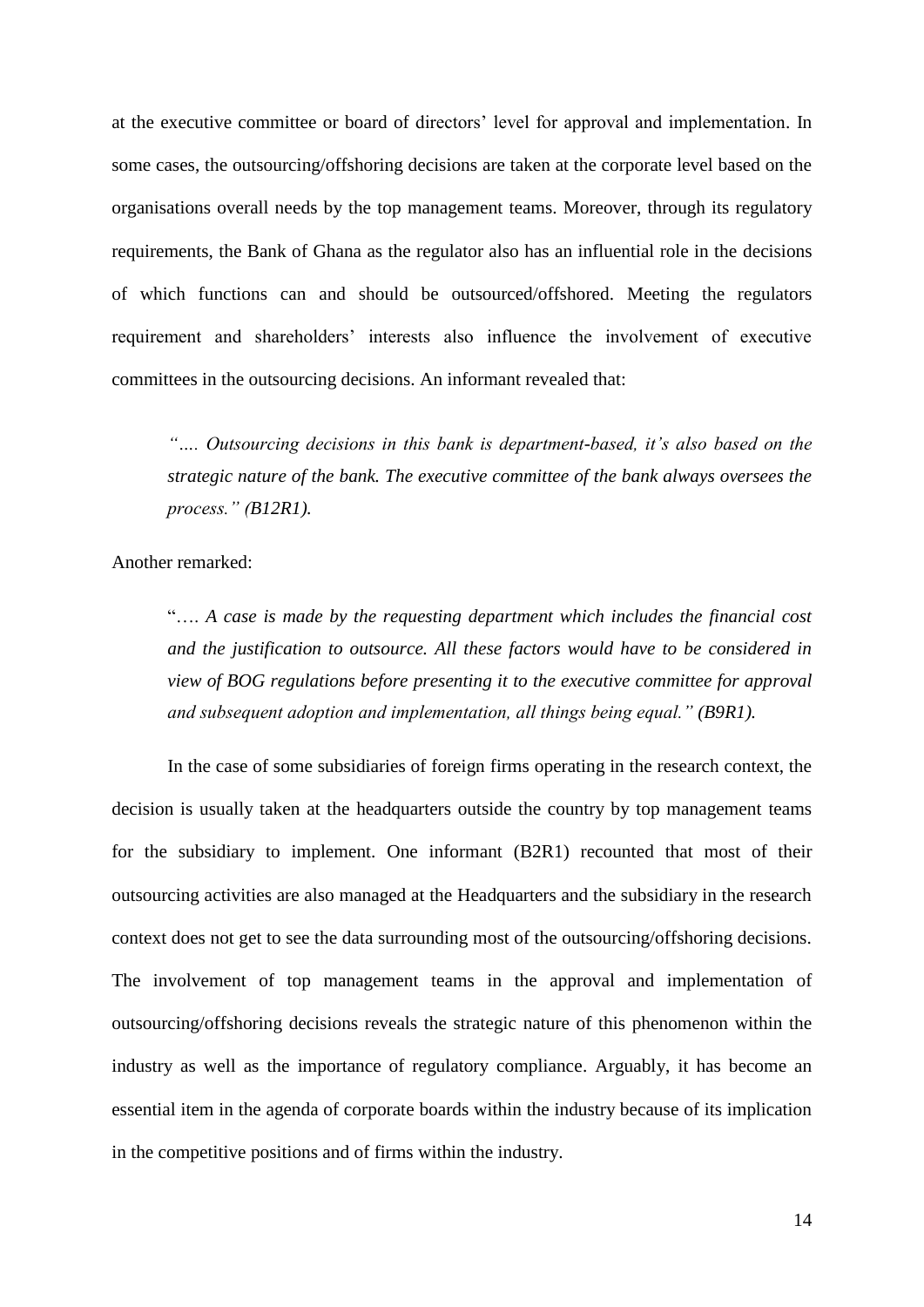at the executive committee or board of directors' level for approval and implementation. In some cases, the outsourcing/offshoring decisions are taken at the corporate level based on the organisations overall needs by the top management teams. Moreover, through its regulatory requirements, the Bank of Ghana as the regulator also has an influential role in the decisions of which functions can and should be outsourced/offshored. Meeting the regulators requirement and shareholders' interests also influence the involvement of executive committees in the outsourcing decisions. An informant revealed that:

> *".... Outsourcing decisions in this bank is department-based, it's also based on the strategic nature of the bank. The executive committee of the bank always oversees the process." (B12R1).*

Another remarked:

> "*.... A case is made by the requesting department which includes the financial cost and the justification to outsource. All these factors would have to be considered in view of BOG regulations before presenting it to the executive committee for approval and subsequent adoption and implementation, all things being equal." (B9R1).*

In the case of some subsidiaries of foreign firms operating in the research context, the decision is usually taken at the headquarters outside the country by top management teams for the subsidiary to implement. One informant (B2R1) recounted that most of their outsourcing activities are also managed at the Headquarters and the subsidiary in the research context does not get to see the data surrounding most of the outsourcing/offshoring decisions. The involvement of top management teams in the approval and implementation of outsourcing/offshoring decisions reveals the strategic nature of this phenomenon within the industry as well as the importance of regulatory compliance. Arguably, it has become an essential item in the agenda of corporate boards within the industry because of its implication in the competitive positions and of firms within the industry.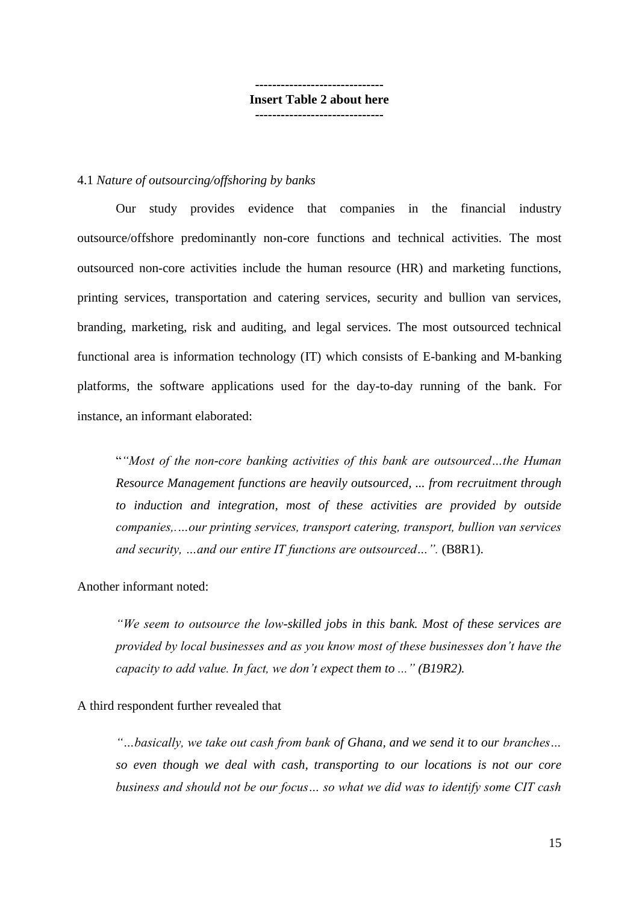------------------------------
**Insert Table 2 about here**
------------------------------

4.1 *Nature of outsourcing/offshoring by banks*

Our study provides evidence that companies in the financial industry outsource/offshore predominantly non-core functions and technical activities. The most outsourced non-core activities include the human resource (HR) and marketing functions, printing services, transportation and catering services, security and bullion van services, branding, marketing, risk and auditing, and legal services. The most outsourced technical functional area is information technology (IT) which consists of E-banking and M-banking platforms, the software applications used for the day-to-day running of the bank. For instance, an informant elaborated:

> "*"Most of the non-core banking activities of this bank are outsourced…the Human Resource Management functions are heavily outsourced, ... from recruitment through to induction and integration, most of these activities are provided by outside companies,….our printing services, transport catering, transport, bullion van services and security, …and our entire IT functions are outsourced…".* (B8R1).

Another informant noted:

> *"We seem to outsource the low-skilled jobs in this bank. Most of these services are provided by local businesses and as you know most of these businesses don't have the capacity to add value. In fact, we don't expect them to ..." (B19R2).*

A third respondent further revealed that

> *"…basically, we take out cash from bank of Ghana, and we send it to our branches… so even though we deal with cash, transporting to our locations is not our core business and should not be our focus… so what we did was to identify some CIT cash*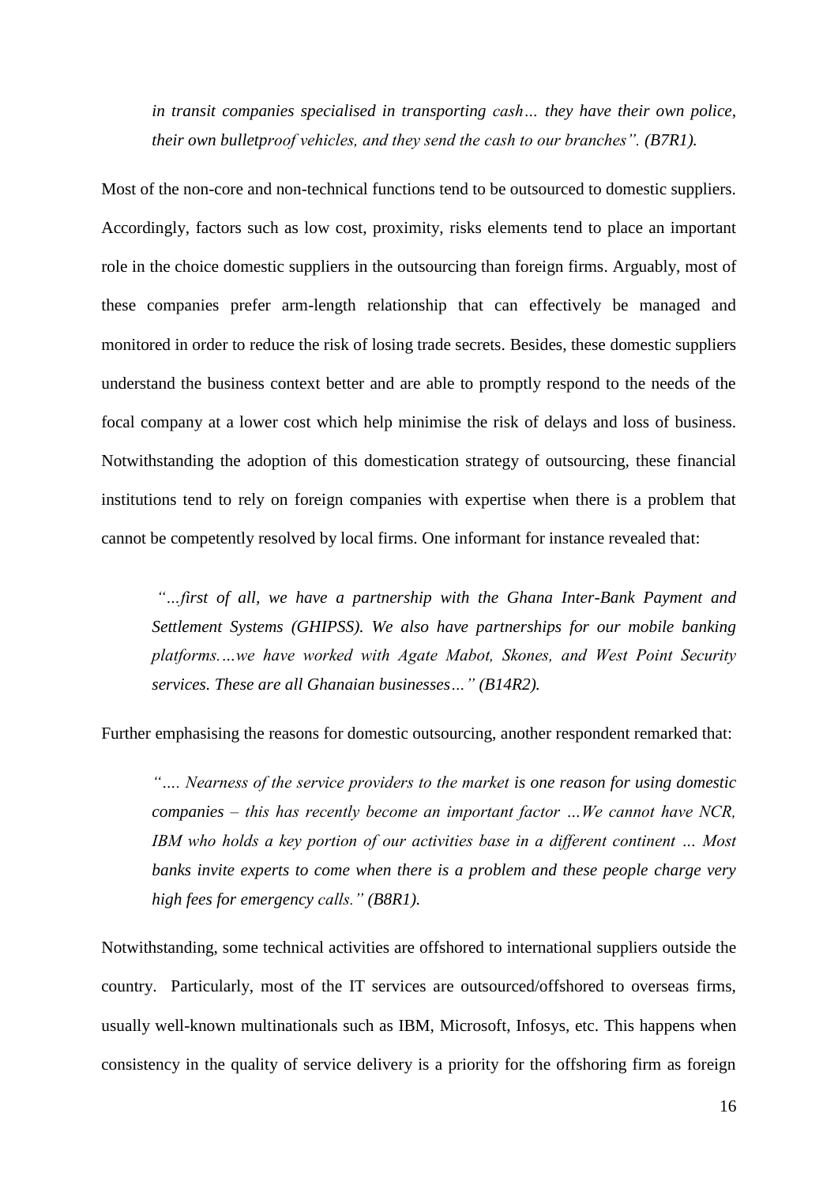*in transit companies specialised in transporting cash… they have their own police, their own bulletproof vehicles, and they send the cash to our branches". (B7R1).*

Most of the non-core and non-technical functions tend to be outsourced to domestic suppliers. Accordingly, factors such as low cost, proximity, risks elements tend to place an important role in the choice domestic suppliers in the outsourcing than foreign firms. Arguably, most of these companies prefer arm-length relationship that can effectively be managed and monitored in order to reduce the risk of losing trade secrets. Besides, these domestic suppliers understand the business context better and are able to promptly respond to the needs of the focal company at a lower cost which help minimise the risk of delays and loss of business. Notwithstanding the adoption of this domestication strategy of outsourcing, these financial institutions tend to rely on foreign companies with expertise when there is a problem that cannot be competently resolved by local firms. One informant for instance revealed that:

> *"…first of all, we have a partnership with the Ghana Inter-Bank Payment and Settlement Systems (GHIPSS). We also have partnerships for our mobile banking platforms….we have worked with Agate Mabot, Skones, and West Point Security services. These are all Ghanaian businesses…" (B14R2).*

Further emphasising the reasons for domestic outsourcing, another respondent remarked that:

> *"…. Nearness of the service providers to the market is one reason for using domestic companies – this has recently become an important factor …We cannot have NCR, IBM who holds a key portion of our activities base in a different continent … Most banks invite experts to come when there is a problem and these people charge very high fees for emergency calls." (B8R1).*

Notwithstanding, some technical activities are offshored to international suppliers outside the country. Particularly, most of the IT services are outsourced/offshored to overseas firms, usually well-known multinationals such as IBM, Microsoft, Infosys, etc. This happens when consistency in the quality of service delivery is a priority for the offshoring firm as foreign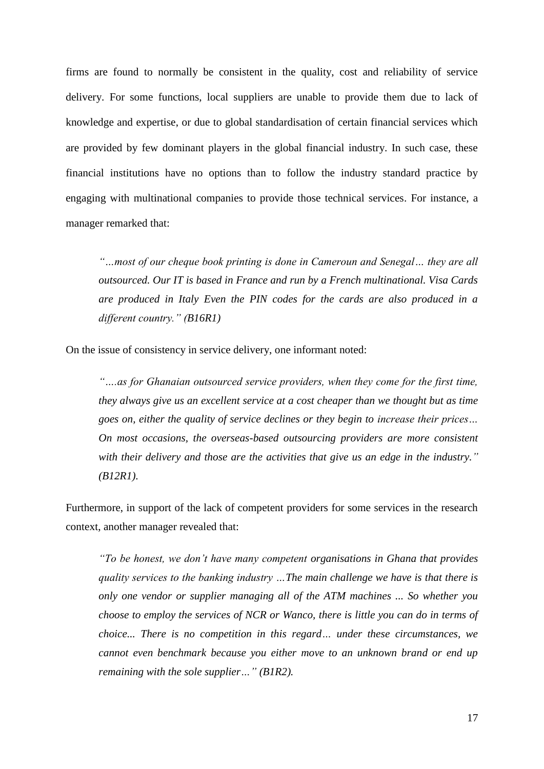firms are found to normally be consistent in the quality, cost and reliability of service delivery. For some functions, local suppliers are unable to provide them due to lack of knowledge and expertise, or due to global standardisation of certain financial services which are provided by few dominant players in the global financial industry. In such case, these financial institutions have no options than to follow the industry standard practice by engaging with multinational companies to provide those technical services. For instance, a manager remarked that:

> *"…most of our cheque book printing is done in Cameroun and Senegal… they are all outsourced. Our IT is based in France and run by a French multinational. Visa Cards are produced in Italy Even the PIN codes for the cards are also produced in a different country." (B16R1)*

On the issue of consistency in service delivery, one informant noted:

> *"….as for Ghanaian outsourced service providers, when they come for the first time, they always give us an excellent service at a cost cheaper than we thought but as time goes on, either the quality of service declines or they begin to increase their prices… On most occasions, the overseas-based outsourcing providers are more consistent with their delivery and those are the activities that give us an edge in the industry." (B12R1).*

Furthermore, in support of the lack of competent providers for some services in the research context, another manager revealed that:

> *"To be honest, we don't have many competent organisations in Ghana that provides quality services to the banking industry …The main challenge we have is that there is only one vendor or supplier managing all of the ATM machines ... So whether you choose to employ the services of NCR or Wanco, there is little you can do in terms of choice... There is no competition in this regard… under these circumstances, we cannot even benchmark because you either move to an unknown brand or end up remaining with the sole supplier…" (B1R2).*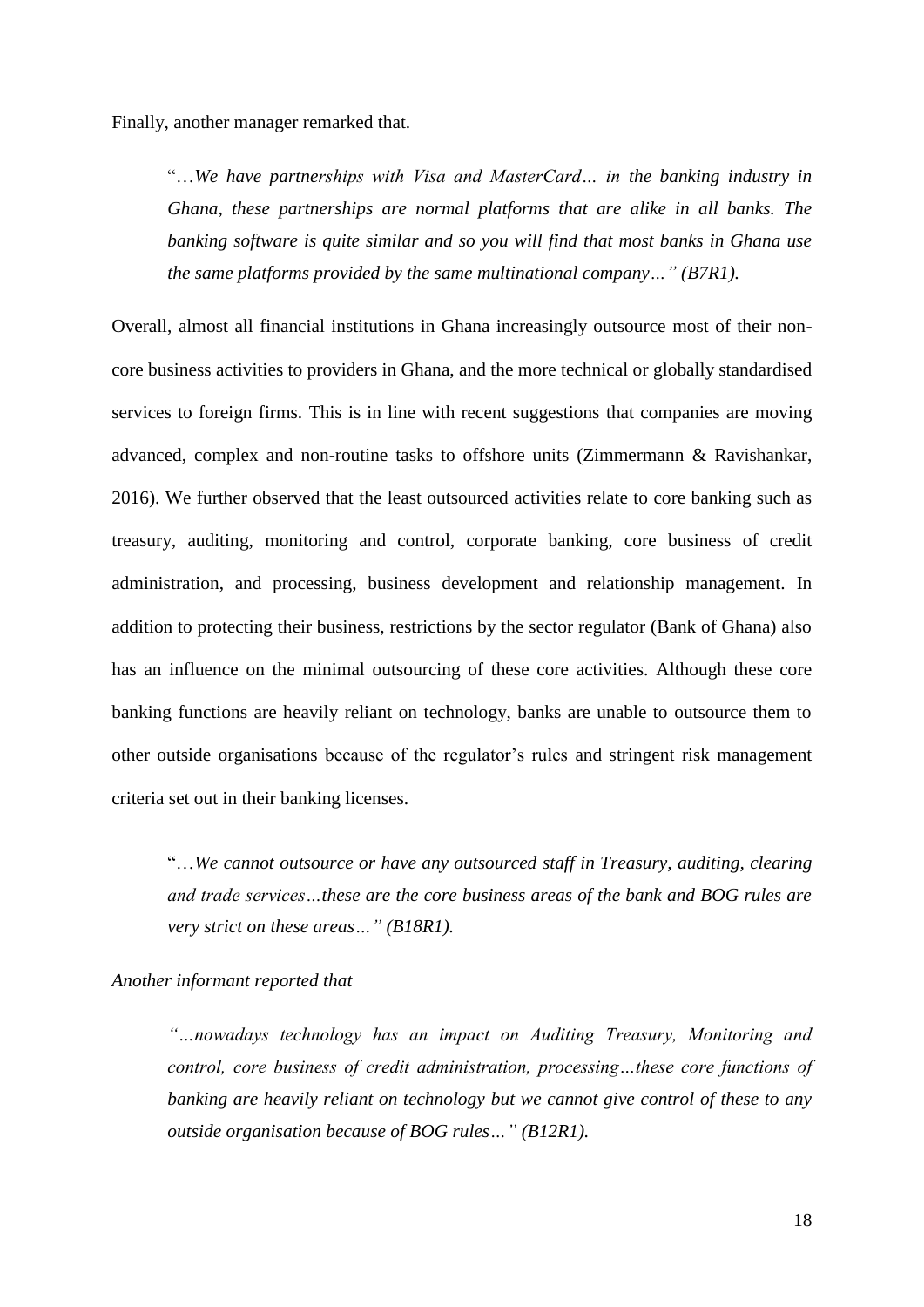Finally, another manager remarked that.

> "…*We have partnerships with Visa and MasterCard… in the banking industry in Ghana, these partnerships are normal platforms that are alike in all banks. The banking software is quite similar and so you will find that most banks in Ghana use the same platforms provided by the same multinational company…" (B7R1).*

Overall, almost all financial institutions in Ghana increasingly outsource most of their non-core business activities to providers in Ghana, and the more technical or globally standardised services to foreign firms. This is in line with recent suggestions that companies are moving advanced, complex and non-routine tasks to offshore units (Zimmermann & Ravishankar, 2016). We further observed that the least outsourced activities relate to core banking such as treasury, auditing, monitoring and control, corporate banking, core business of credit administration, and processing, business development and relationship management. In addition to protecting their business, restrictions by the sector regulator (Bank of Ghana) also has an influence on the minimal outsourcing of these core activities. Although these core banking functions are heavily reliant on technology, banks are unable to outsource them to other outside organisations because of the regulator's rules and stringent risk management criteria set out in their banking licenses.

> "…*We cannot outsource or have any outsourced staff in Treasury, auditing, clearing and trade services…these are the core business areas of the bank and BOG rules are very strict on these areas…" (B18R1).*

*Another informant reported that*

> *"…nowadays technology has an impact on Auditing Treasury, Monitoring and control, core business of credit administration, processing…these core functions of banking are heavily reliant on technology but we cannot give control of these to any outside organisation because of BOG rules…" (B12R1).*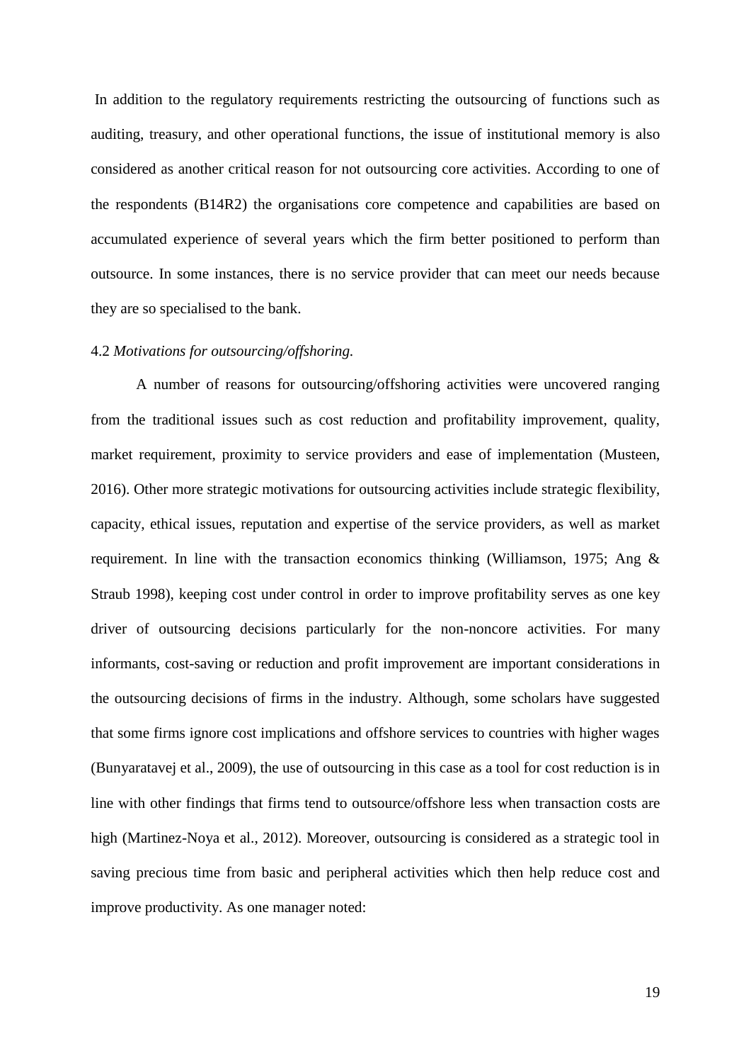In addition to the regulatory requirements restricting the outsourcing of functions such as auditing, treasury, and other operational functions, the issue of institutional memory is also considered as another critical reason for not outsourcing core activities. According to one of the respondents (B14R2) the organisations core competence and capabilities are based on accumulated experience of several years which the firm better positioned to perform than outsource. In some instances, there is no service provider that can meet our needs because they are so specialised to the bank.

### 4.2 *Motivations for outsourcing/offshoring.*

A number of reasons for outsourcing/offshoring activities were uncovered ranging from the traditional issues such as cost reduction and profitability improvement, quality, market requirement, proximity to service providers and ease of implementation (Musteen, 2016). Other more strategic motivations for outsourcing activities include strategic flexibility, capacity, ethical issues, reputation and expertise of the service providers, as well as market requirement. In line with the transaction economics thinking (Williamson, 1975; Ang & Straub 1998), keeping cost under control in order to improve profitability serves as one key driver of outsourcing decisions particularly for the non-noncore activities. For many informants, cost-saving or reduction and profit improvement are important considerations in the outsourcing decisions of firms in the industry. Although, some scholars have suggested that some firms ignore cost implications and offshore services to countries with higher wages (Bunyaratavej et al., 2009), the use of outsourcing in this case as a tool for cost reduction is in line with other findings that firms tend to outsource/offshore less when transaction costs are high (Martinez-Noya et al., 2012). Moreover, outsourcing is considered as a strategic tool in saving precious time from basic and peripheral activities which then help reduce cost and improve productivity. As one manager noted: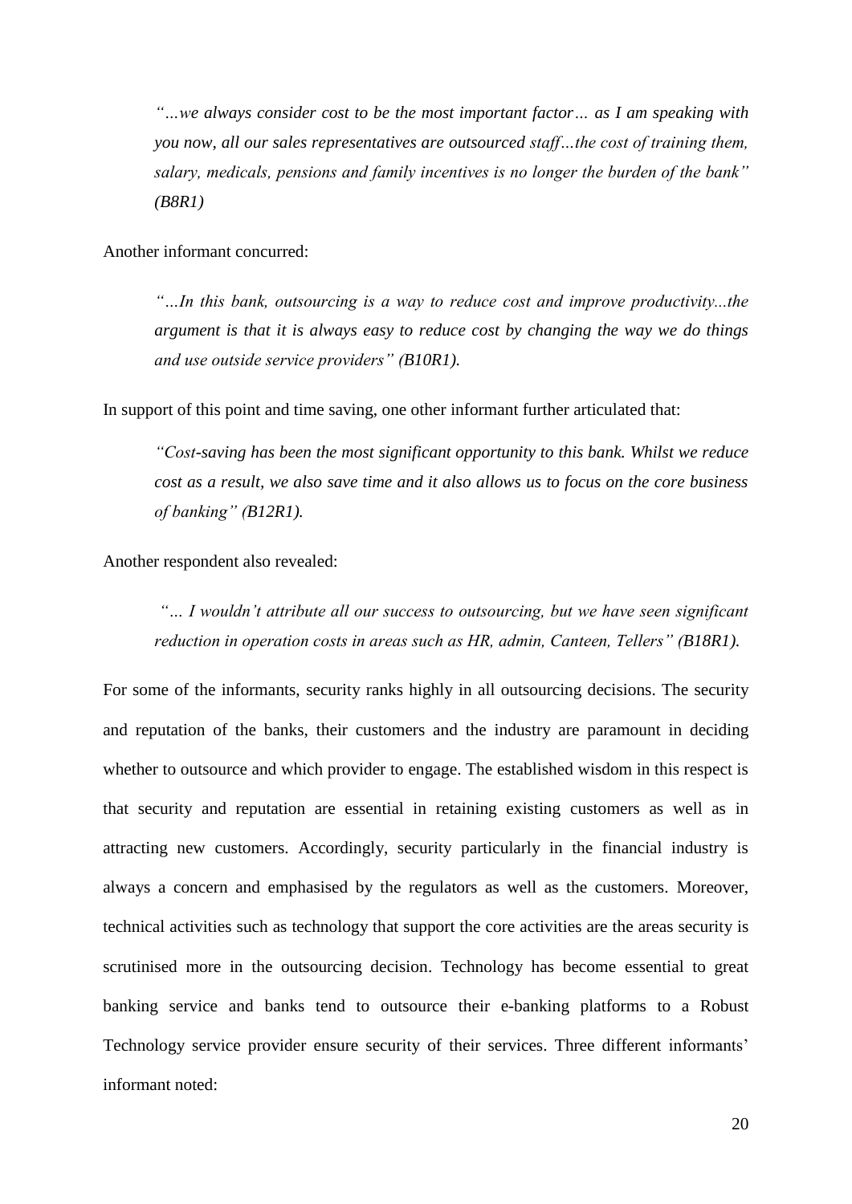> *"…we always consider cost to be the most important factor… as I am speaking with you now, all our sales representatives are outsourced staff…the cost of training them, salary, medicals, pensions and family incentives is no longer the burden of the bank" (B8R1)*

Another informant concurred:

> *"…In this bank, outsourcing is a way to reduce cost and improve productivity...the argument is that it is always easy to reduce cost by changing the way we do things and use outside service providers" (B10R1).*

In support of this point and time saving, one other informant further articulated that:

> *"Cost-saving has been the most significant opportunity to this bank. Whilst we reduce cost as a result, we also save time and it also allows us to focus on the core business of banking" (B12R1).*

Another respondent also revealed:

> *"… I wouldn't attribute all our success to outsourcing, but we have seen significant reduction in operation costs in areas such as HR, admin, Canteen, Tellers" (B18R1).*

For some of the informants, security ranks highly in all outsourcing decisions. The security and reputation of the banks, their customers and the industry are paramount in deciding whether to outsource and which provider to engage. The established wisdom in this respect is that security and reputation are essential in retaining existing customers as well as in attracting new customers. Accordingly, security particularly in the financial industry is always a concern and emphasised by the regulators as well as the customers. Moreover, technical activities such as technology that support the core activities are the areas security is scrutinised more in the outsourcing decision. Technology has become essential to great banking service and banks tend to outsource their e-banking platforms to a Robust Technology service provider ensure security of their services. Three different informants' informant noted: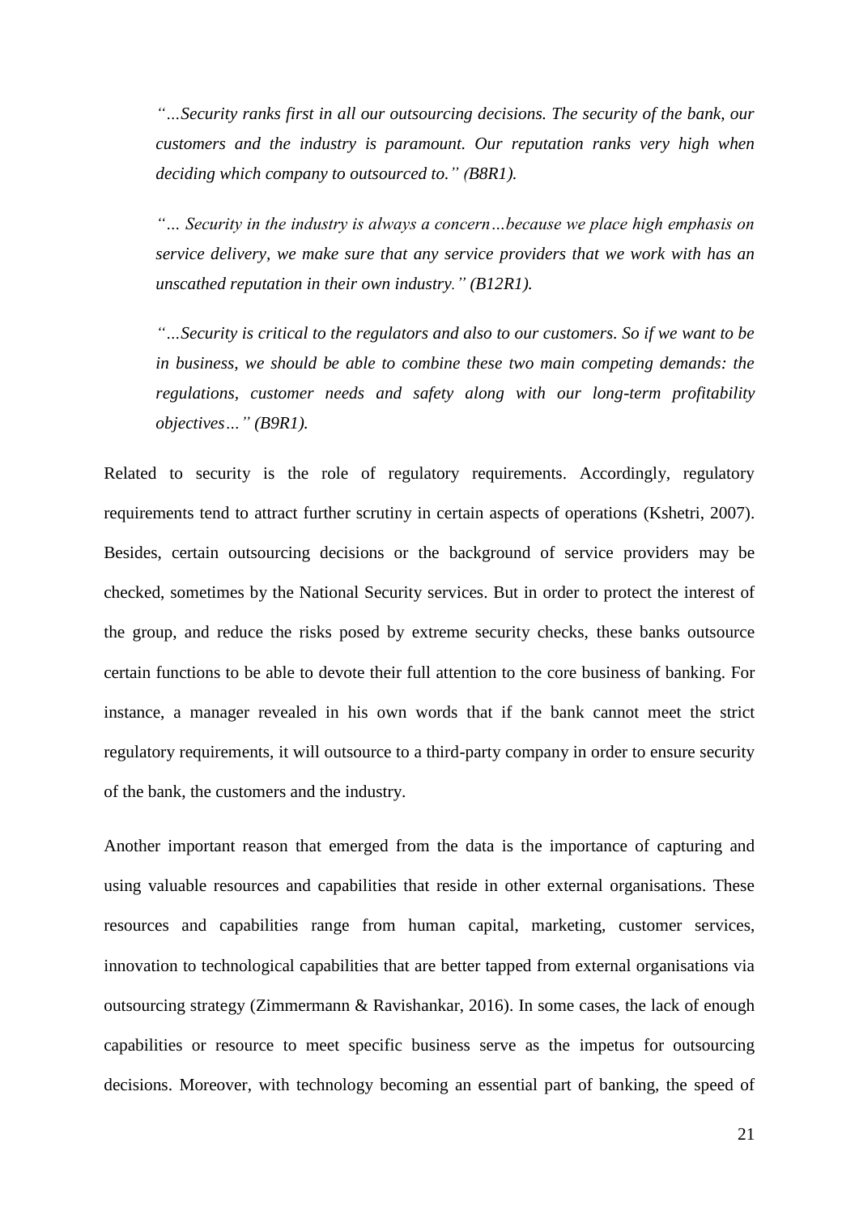> *"…Security ranks first in all our outsourcing decisions. The security of the bank, our customers and the industry is paramount. Our reputation ranks very high when deciding which company to outsourced to." (B8R1).*

> *"… Security in the industry is always a concern…because we place high emphasis on service delivery, we make sure that any service providers that we work with has an unscathed reputation in their own industry." (B12R1).*

> *"…Security is critical to the regulators and also to our customers. So if we want to be in business, we should be able to combine these two main competing demands: the regulations, customer needs and safety along with our long-term profitability objectives…" (B9R1).*

Related to security is the role of regulatory requirements. Accordingly, regulatory requirements tend to attract further scrutiny in certain aspects of operations (Kshetri, 2007). Besides, certain outsourcing decisions or the background of service providers may be checked, sometimes by the National Security services. But in order to protect the interest of the group, and reduce the risks posed by extreme security checks, these banks outsource certain functions to be able to devote their full attention to the core business of banking. For instance, a manager revealed in his own words that if the bank cannot meet the strict regulatory requirements, it will outsource to a third-party company in order to ensure security of the bank, the customers and the industry.

Another important reason that emerged from the data is the importance of capturing and using valuable resources and capabilities that reside in other external organisations. These resources and capabilities range from human capital, marketing, customer services, innovation to technological capabilities that are better tapped from external organisations via outsourcing strategy (Zimmermann & Ravishankar, 2016). In some cases, the lack of enough capabilities or resource to meet specific business serve as the impetus for outsourcing decisions. Moreover, with technology becoming an essential part of banking, the speed of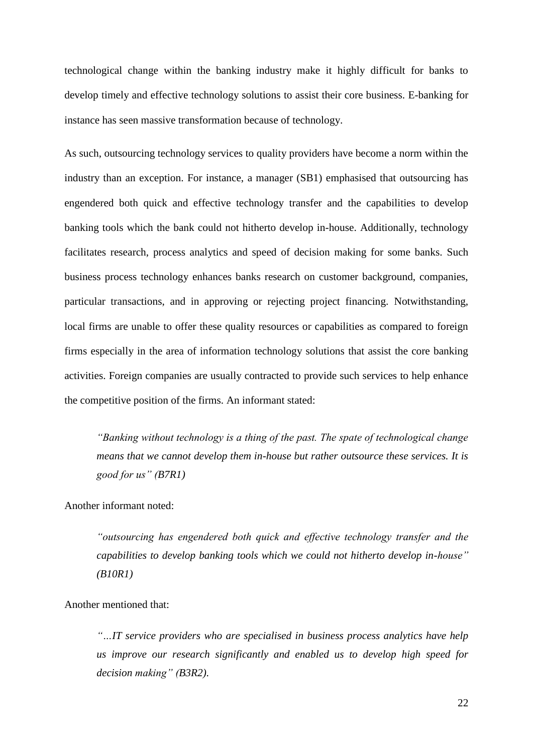technological change within the banking industry make it highly difficult for banks to develop timely and effective technology solutions to assist their core business. E-banking for instance has seen massive transformation because of technology.

As such, outsourcing technology services to quality providers have become a norm within the industry than an exception. For instance, a manager (SB1) emphasised that outsourcing has engendered both quick and effective technology transfer and the capabilities to develop banking tools which the bank could not hitherto develop in-house. Additionally, technology facilitates research, process analytics and speed of decision making for some banks. Such business process technology enhances banks research on customer background, companies, particular transactions, and in approving or rejecting project financing. Notwithstanding, local firms are unable to offer these quality resources or capabilities as compared to foreign firms especially in the area of information technology solutions that assist the core banking activities. Foreign companies are usually contracted to provide such services to help enhance the competitive position of the firms. An informant stated:

> *"Banking without technology is a thing of the past. The spate of technological change means that we cannot develop them in-house but rather outsource these services. It is good for us" (B7R1)*

Another informant noted:

> *"outsourcing has engendered both quick and effective technology transfer and the capabilities to develop banking tools which we could not hitherto develop in-house" (B10R1)*

Another mentioned that:

> *"…IT service providers who are specialised in business process analytics have help us improve our research significantly and enabled us to develop high speed for decision making" (B3R2).*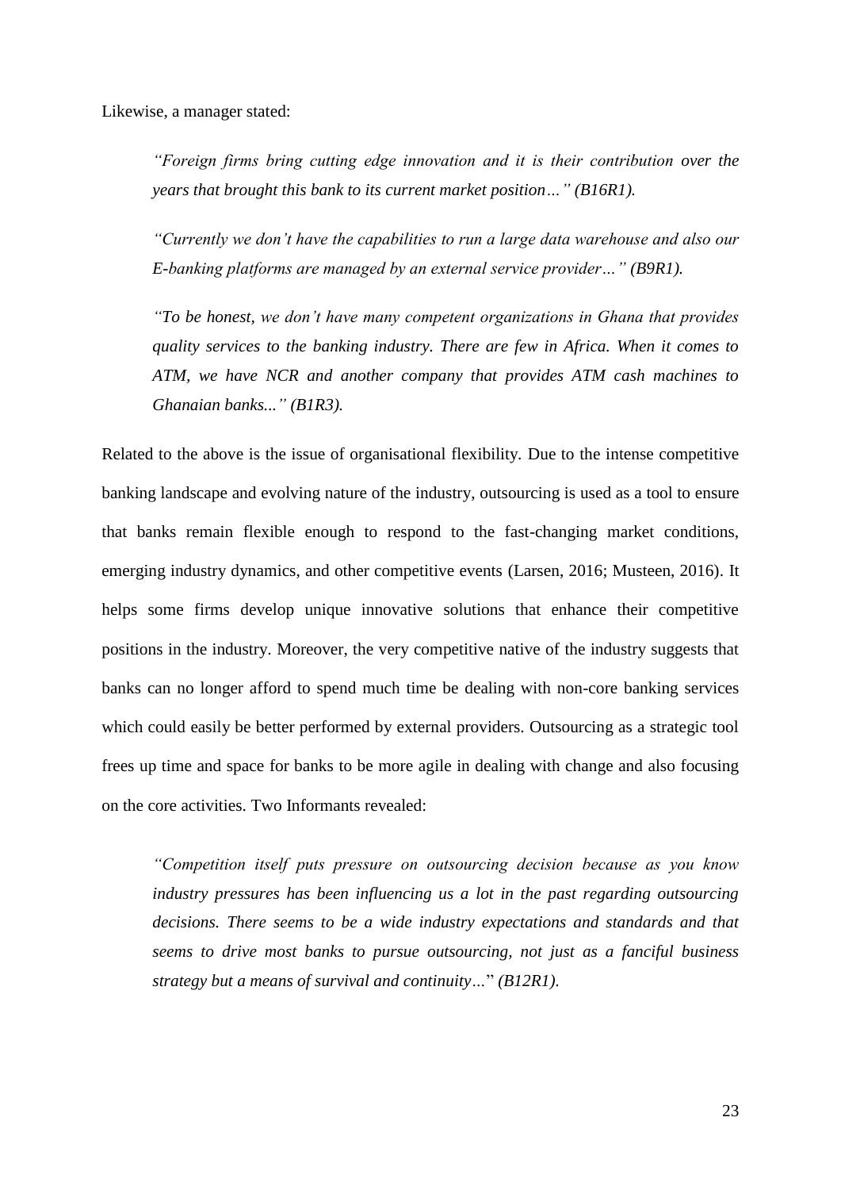Likewise, a manager stated:

> *"Foreign firms bring cutting edge innovation and it is their contribution over the years that brought this bank to its current market position…" (B16R1).*
>
> *"Currently we don't have the capabilities to run a large data warehouse and also our E-banking platforms are managed by an external service provider…" (B9R1).*
>
> *"To be honest, we don't have many competent organizations in Ghana that provides quality services to the banking industry. There are few in Africa. When it comes to ATM, we have NCR and another company that provides ATM cash machines to Ghanaian banks..." (B1R3).*

Related to the above is the issue of organisational flexibility. Due to the intense competitive banking landscape and evolving nature of the industry, outsourcing is used as a tool to ensure that banks remain flexible enough to respond to the fast-changing market conditions, emerging industry dynamics, and other competitive events (Larsen, 2016; Musteen, 2016). It helps some firms develop unique innovative solutions that enhance their competitive positions in the industry. Moreover, the very competitive native of the industry suggests that banks can no longer afford to spend much time be dealing with non-core banking services which could easily be better performed by external providers. Outsourcing as a strategic tool frees up time and space for banks to be more agile in dealing with change and also focusing on the core activities. Two Informants revealed:

> *"Competition itself puts pressure on outsourcing decision because as you know industry pressures has been influencing us a lot in the past regarding outsourcing decisions. There seems to be a wide industry expectations and standards and that seems to drive most banks to pursue outsourcing, not just as a fanciful business strategy but a means of survival and continuity…" (B12R1).*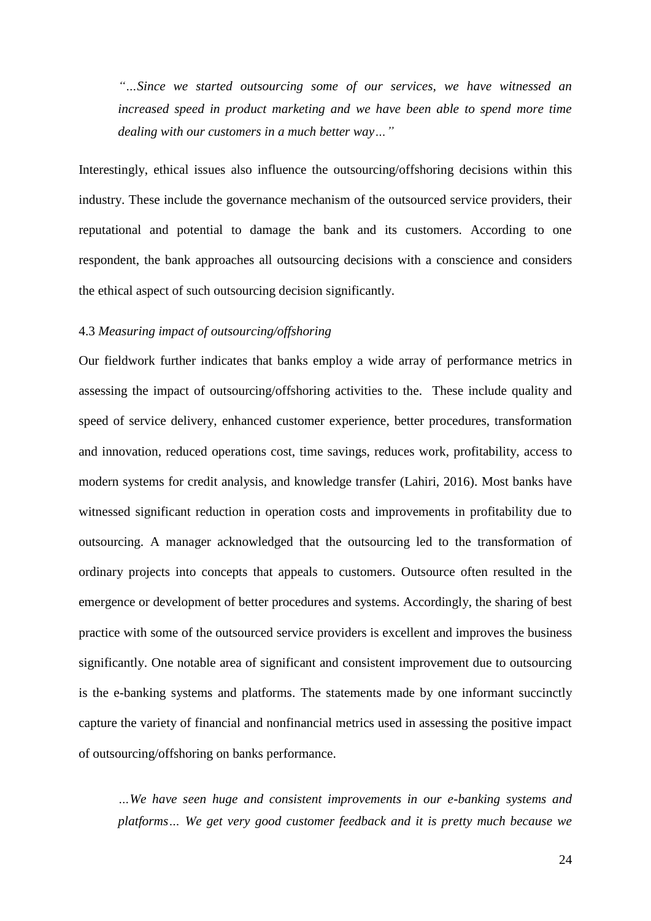*"…Since we started outsourcing some of our services, we have witnessed an increased speed in product marketing and we have been able to spend more time dealing with our customers in a much better way…"*

Interestingly, ethical issues also influence the outsourcing/offshoring decisions within this industry. These include the governance mechanism of the outsourced service providers, their reputational and potential to damage the bank and its customers. According to one respondent, the bank approaches all outsourcing decisions with a conscience and considers the ethical aspect of such outsourcing decision significantly.

### 4.3 *Measuring impact of outsourcing/offshoring*

Our fieldwork further indicates that banks employ a wide array of performance metrics in assessing the impact of outsourcing/offshoring activities to the. These include quality and speed of service delivery, enhanced customer experience, better procedures, transformation and innovation, reduced operations cost, time savings, reduces work, profitability, access to modern systems for credit analysis, and knowledge transfer (Lahiri, 2016). Most banks have witnessed significant reduction in operation costs and improvements in profitability due to outsourcing. A manager acknowledged that the outsourcing led to the transformation of ordinary projects into concepts that appeals to customers. Outsource often resulted in the emergence or development of better procedures and systems. Accordingly, the sharing of best practice with some of the outsourced service providers is excellent and improves the business significantly. One notable area of significant and consistent improvement due to outsourcing is the e-banking systems and platforms. The statements made by one informant succinctly capture the variety of financial and nonfinancial metrics used in assessing the positive impact of outsourcing/offshoring on banks performance.

*…We have seen huge and consistent improvements in our e-banking systems and platforms… We get very good customer feedback and it is pretty much because we*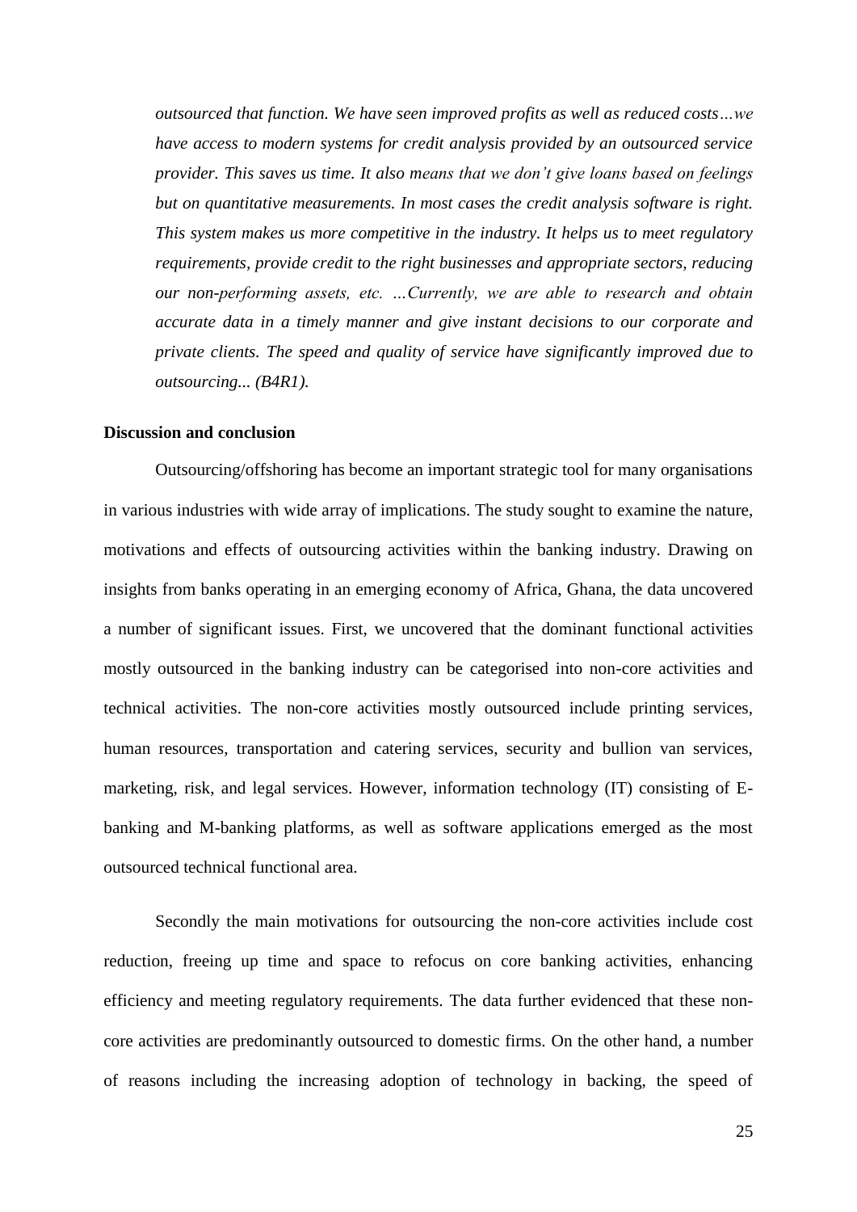*outsourced that function. We have seen improved profits as well as reduced costs…we have access to modern systems for credit analysis provided by an outsourced service provider. This saves us time. It also means that we don't give loans based on feelings but on quantitative measurements. In most cases the credit analysis software is right. This system makes us more competitive in the industry. It helps us to meet regulatory requirements, provide credit to the right businesses and appropriate sectors, reducing our non-performing assets, etc. …Currently, we are able to research and obtain accurate data in a timely manner and give instant decisions to our corporate and private clients. The speed and quality of service have significantly improved due to outsourcing... (B4R1).*

**Discussion and conclusion**

Outsourcing/offshoring has become an important strategic tool for many organisations in various industries with wide array of implications. The study sought to examine the nature, motivations and effects of outsourcing activities within the banking industry. Drawing on insights from banks operating in an emerging economy of Africa, Ghana, the data uncovered a number of significant issues. First, we uncovered that the dominant functional activities mostly outsourced in the banking industry can be categorised into non-core activities and technical activities. The non-core activities mostly outsourced include printing services, human resources, transportation and catering services, security and bullion van services, marketing, risk, and legal services. However, information technology (IT) consisting of E-banking and M-banking platforms, as well as software applications emerged as the most outsourced technical functional area.

Secondly the main motivations for outsourcing the non-core activities include cost reduction, freeing up time and space to refocus on core banking activities, enhancing efficiency and meeting regulatory requirements. The data further evidenced that these non-core activities are predominantly outsourced to domestic firms. On the other hand, a number of reasons including the increasing adoption of technology in backing, the speed of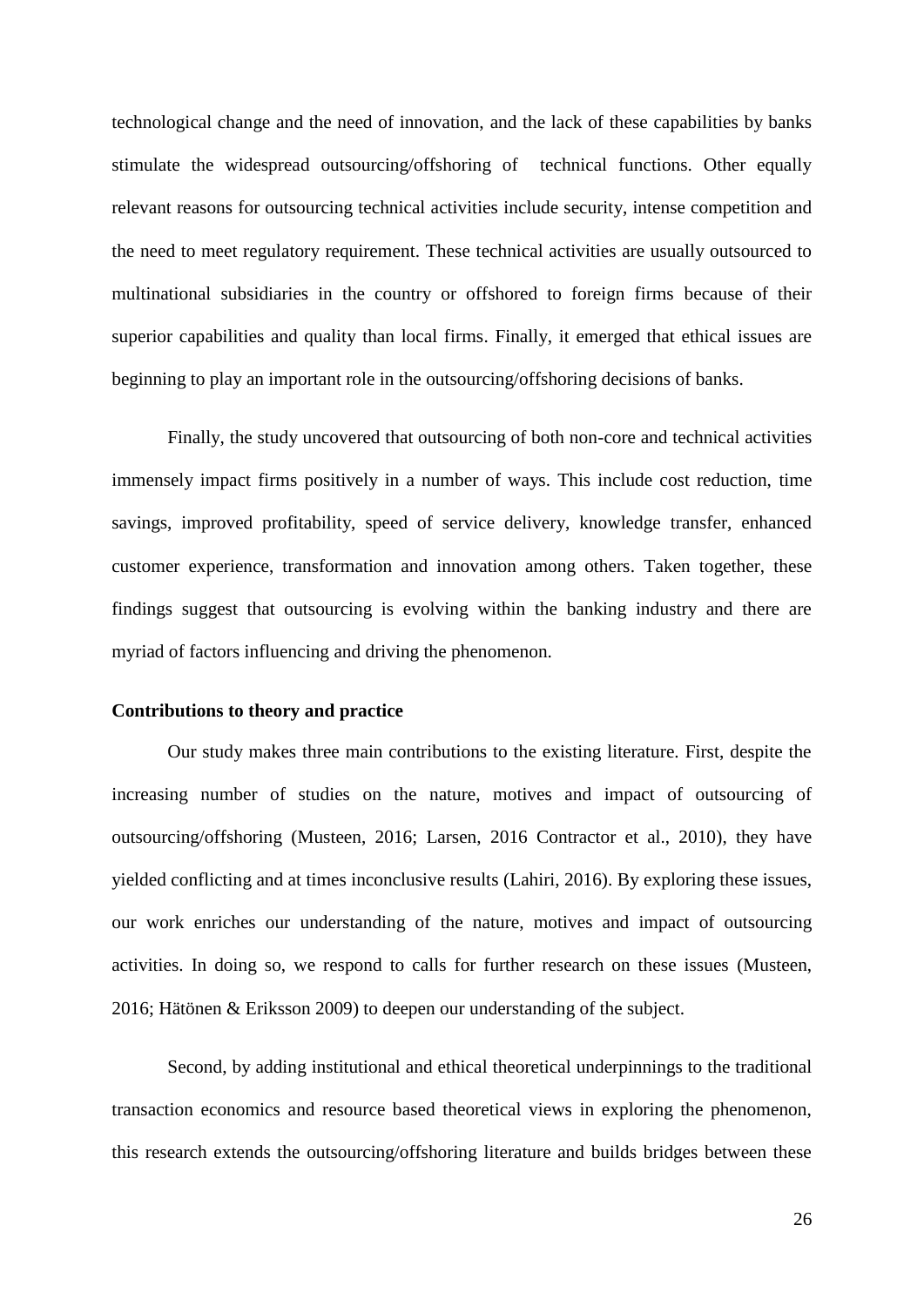technological change and the need of innovation, and the lack of these capabilities by banks stimulate the widespread outsourcing/offshoring of technical functions. Other equally relevant reasons for outsourcing technical activities include security, intense competition and the need to meet regulatory requirement. These technical activities are usually outsourced to multinational subsidiaries in the country or offshored to foreign firms because of their superior capabilities and quality than local firms. Finally, it emerged that ethical issues are beginning to play an important role in the outsourcing/offshoring decisions of banks.

Finally, the study uncovered that outsourcing of both non-core and technical activities immensely impact firms positively in a number of ways. This include cost reduction, time savings, improved profitability, speed of service delivery, knowledge transfer, enhanced customer experience, transformation and innovation among others. Taken together, these findings suggest that outsourcing is evolving within the banking industry and there are myriad of factors influencing and driving the phenomenon.

**Contributions to theory and practice**

Our study makes three main contributions to the existing literature. First, despite the increasing number of studies on the nature, motives and impact of outsourcing of outsourcing/offshoring (Musteen, 2016; Larsen, 2016 Contractor et al., 2010), they have yielded conflicting and at times inconclusive results (Lahiri, 2016). By exploring these issues, our work enriches our understanding of the nature, motives and impact of outsourcing activities. In doing so, we respond to calls for further research on these issues (Musteen, 2016; Hätönen & Eriksson 2009) to deepen our understanding of the subject.

Second, by adding institutional and ethical theoretical underpinnings to the traditional transaction economics and resource based theoretical views in exploring the phenomenon, this research extends the outsourcing/offshoring literature and builds bridges between these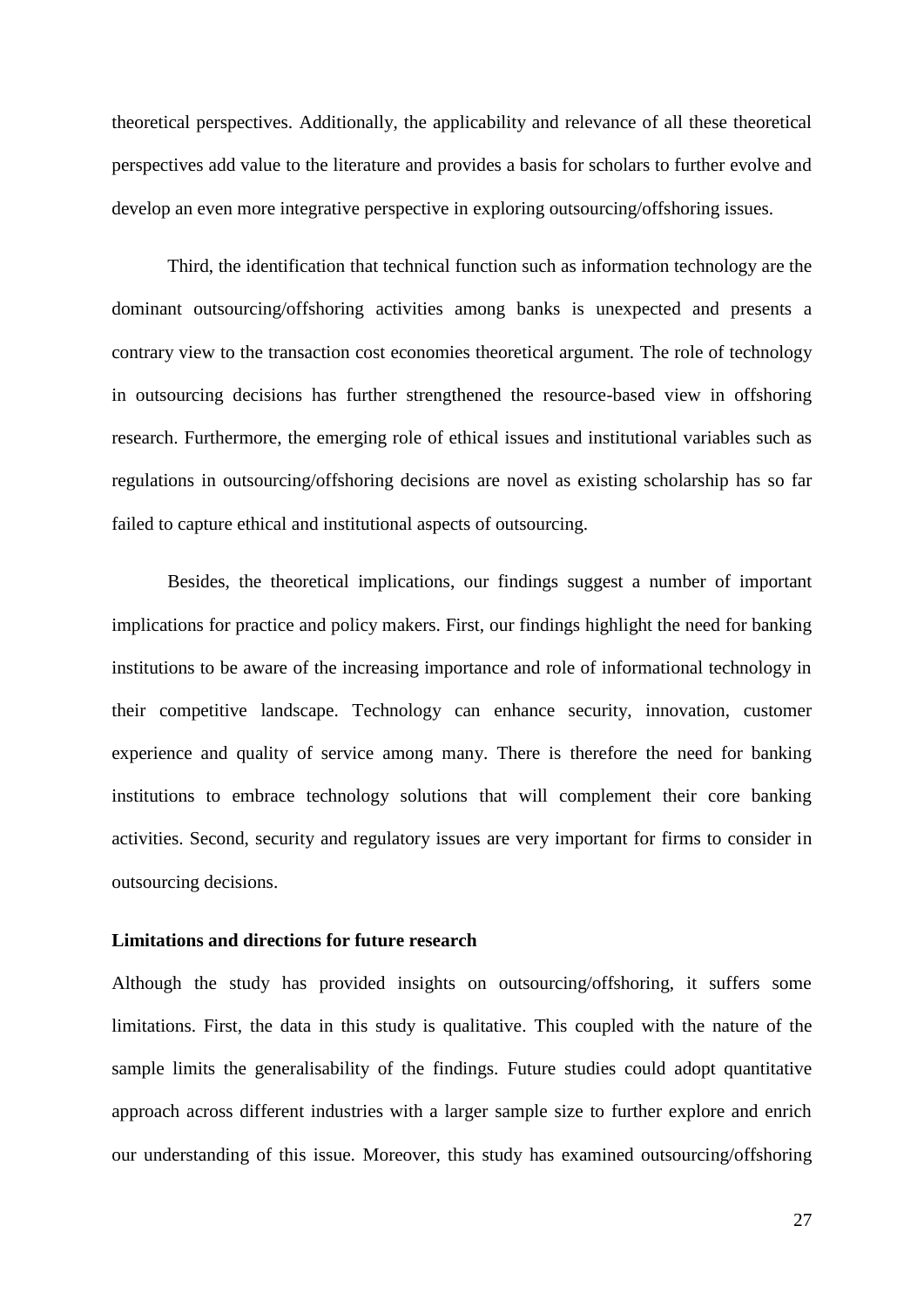theoretical perspectives. Additionally, the applicability and relevance of all these theoretical perspectives add value to the literature and provides a basis for scholars to further evolve and develop an even more integrative perspective in exploring outsourcing/offshoring issues.

Third, the identification that technical function such as information technology are the dominant outsourcing/offshoring activities among banks is unexpected and presents a contrary view to the transaction cost economies theoretical argument. The role of technology in outsourcing decisions has further strengthened the resource-based view in offshoring research. Furthermore, the emerging role of ethical issues and institutional variables such as regulations in outsourcing/offshoring decisions are novel as existing scholarship has so far failed to capture ethical and institutional aspects of outsourcing.

Besides, the theoretical implications, our findings suggest a number of important implications for practice and policy makers. First, our findings highlight the need for banking institutions to be aware of the increasing importance and role of informational technology in their competitive landscape. Technology can enhance security, innovation, customer experience and quality of service among many. There is therefore the need for banking institutions to embrace technology solutions that will complement their core banking activities. Second, security and regulatory issues are very important for firms to consider in outsourcing decisions.

**Limitations and directions for future research**

Although the study has provided insights on outsourcing/offshoring, it suffers some limitations. First, the data in this study is qualitative. This coupled with the nature of the sample limits the generalisability of the findings. Future studies could adopt quantitative approach across different industries with a larger sample size to further explore and enrich our understanding of this issue. Moreover, this study has examined outsourcing/offshoring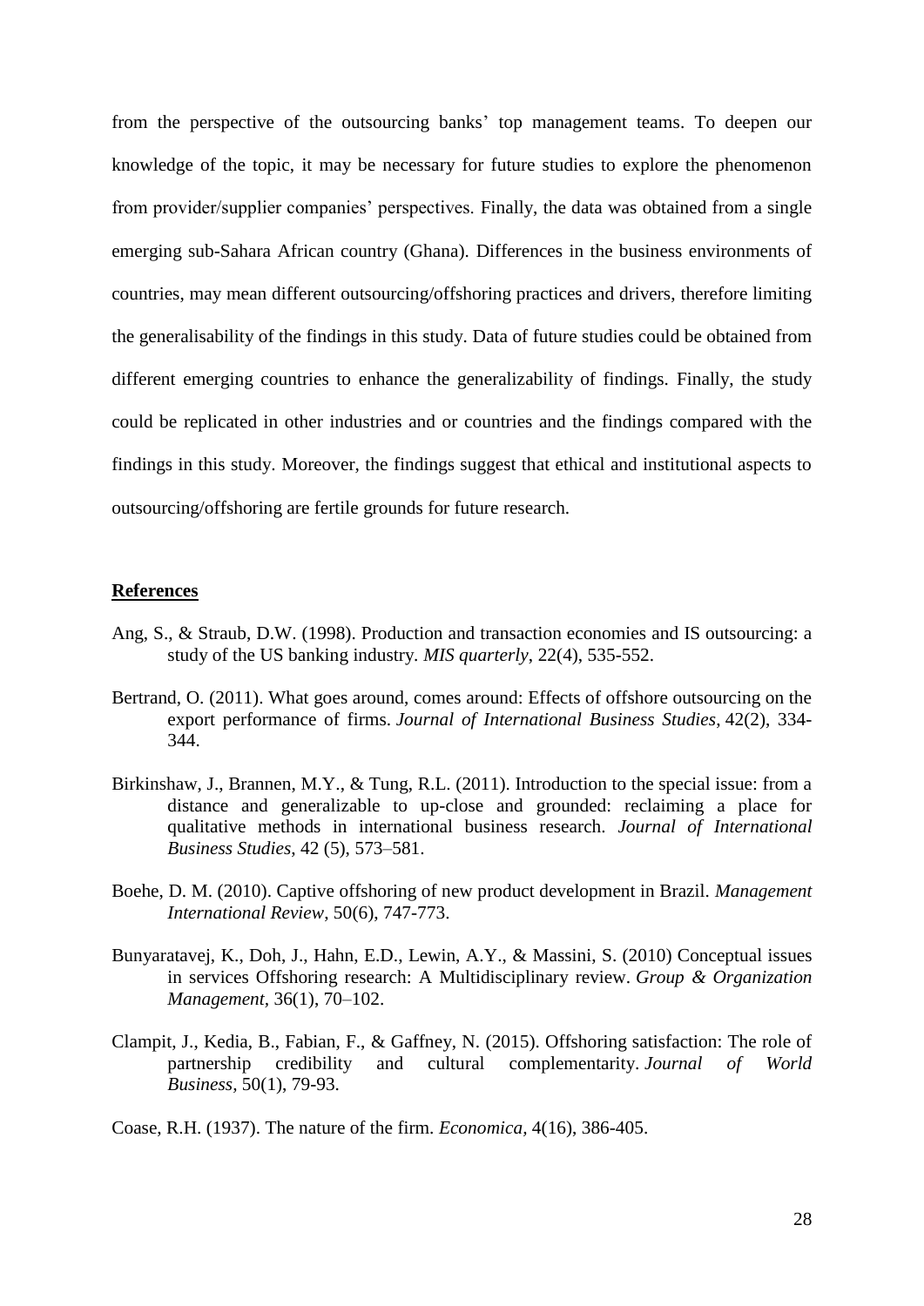from the perspective of the outsourcing banks' top management teams. To deepen our knowledge of the topic, it may be necessary for future studies to explore the phenomenon from provider/supplier companies' perspectives. Finally, the data was obtained from a single emerging sub-Sahara African country (Ghana). Differences in the business environments of countries, may mean different outsourcing/offshoring practices and drivers, therefore limiting the generalisability of the findings in this study. Data of future studies could be obtained from different emerging countries to enhance the generalizability of findings. Finally, the study could be replicated in other industries and or countries and the findings compared with the findings in this study. Moreover, the findings suggest that ethical and institutional aspects to outsourcing/offshoring are fertile grounds for future research.

## References

Ang, S., & Straub, D.W. (1998). Production and transaction economies and IS outsourcing: a study of the US banking industry. *MIS quarterly*, 22(4), 535-552.

Bertrand, O. (2011). What goes around, comes around: Effects of offshore outsourcing on the export performance of firms. *Journal of International Business Studies*, 42(2), 334-344.

Birkinshaw, J., Brannen, M.Y., & Tung, R.L. (2011). Introduction to the special issue: from a distance and generalizable to up-close and grounded: reclaiming a place for qualitative methods in international business research. *Journal of International Business Studies*, 42 (5), 573–581.

Boehe, D. M. (2010). Captive offshoring of new product development in Brazil. *Management International Review*, 50(6), 747-773.

Bunyaratavej, K., Doh, J., Hahn, E.D., Lewin, A.Y., & Massini, S. (2010) Conceptual issues in services Offshoring research: A Multidisciplinary review. *Group & Organization Management*, 36(1), 70–102.

Clampit, J., Kedia, B., Fabian, F., & Gaffney, N. (2015). Offshoring satisfaction: The role of partnership credibility and cultural complementarity. *Journal of World Business*, 50(1), 79-93.

Coase, R.H. (1937). The nature of the firm. *Economica*, 4(16), 386-405.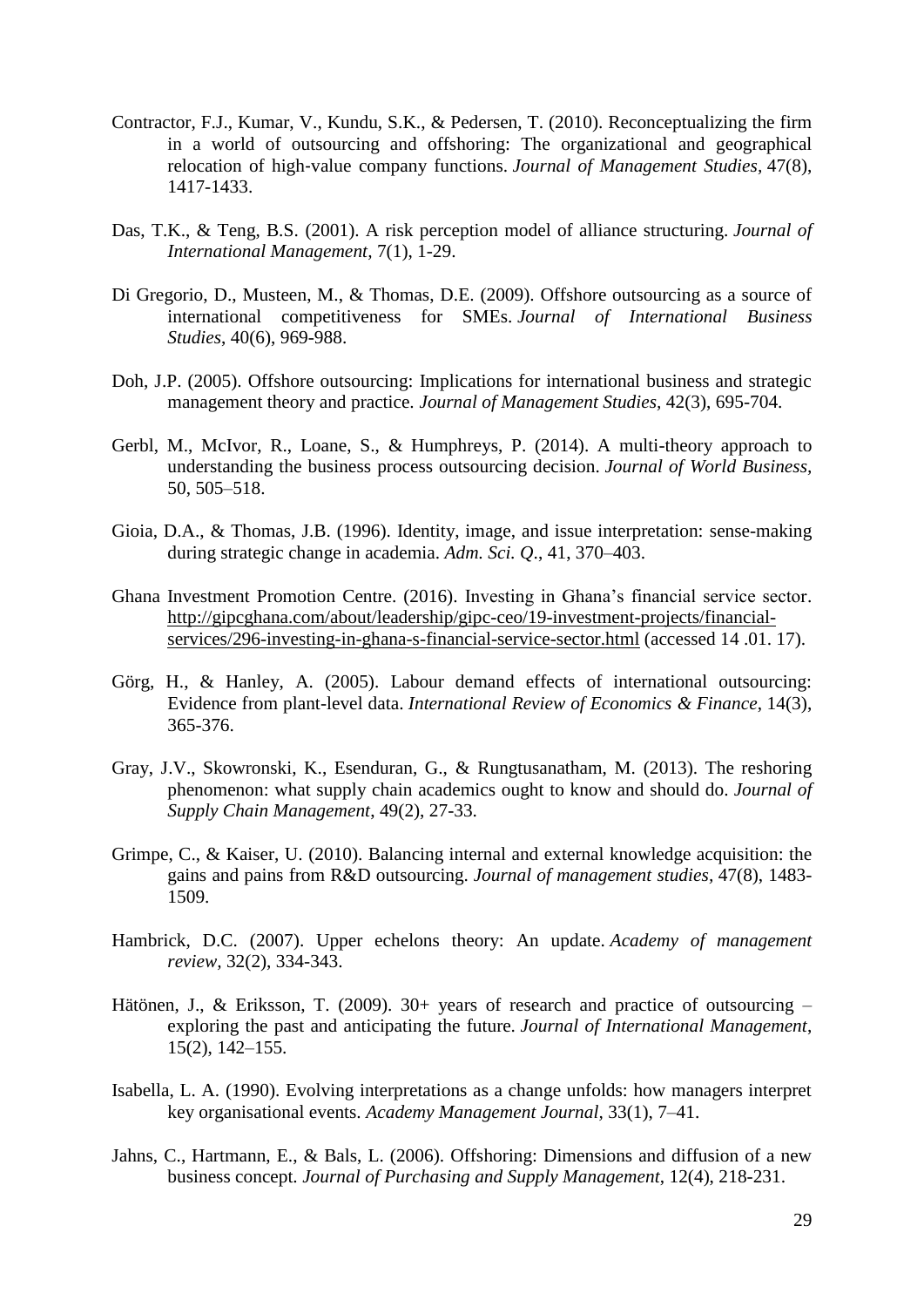Contractor, F.J., Kumar, V., Kundu, S.K., & Pedersen, T. (2010). Reconceptualizing the firm in a world of outsourcing and offshoring: The organizational and geographical relocation of high-value company functions. *Journal of Management Studies*, 47(8), 1417-1433.

Das, T.K., & Teng, B.S. (2001). A risk perception model of alliance structuring. *Journal of International Management*, 7(1), 1-29.

Di Gregorio, D., Musteen, M., & Thomas, D.E. (2009). Offshore outsourcing as a source of international competitiveness for SMEs. *Journal of International Business Studies*, 40(6), 969-988.

Doh, J.P. (2005). Offshore outsourcing: Implications for international business and strategic management theory and practice. *Journal of Management Studies*, 42(3), 695-704.

Gerbl, M., McIvor, R., Loane, S., & Humphreys, P. (2014). A multi-theory approach to understanding the business process outsourcing decision. *Journal of World Business*, 50, 505–518.

Gioia, D.A., & Thomas, J.B. (1996). Identity, image, and issue interpretation: sense-making during strategic change in academia. *Adm. Sci. Q*., 41, 370–403.

Ghana Investment Promotion Centre. (2016). Investing in Ghana's financial service sector. http://gipcghana.com/about/leadership/gipc-ceo/19-investment-projects/financial-services/296-investing-in-ghana-s-financial-service-sector.html (accessed 14 .01. 17).

Görg, H., & Hanley, A. (2005). Labour demand effects of international outsourcing: Evidence from plant-level data. *International Review of Economics & Finance*, 14(3), 365-376.

Gray, J.V., Skowronski, K., Esenduran, G., & Rungtusanatham, M. (2013). The reshoring phenomenon: what supply chain academics ought to know and should do. *Journal of Supply Chain Management*, 49(2), 27-33.

Grimpe, C., & Kaiser, U. (2010). Balancing internal and external knowledge acquisition: the gains and pains from R&D outsourcing. *Journal of management studies*, 47(8), 1483-1509.

Hambrick, D.C. (2007). Upper echelons theory: An update. *Academy of management review*, 32(2), 334-343.

Hätönen, J., & Eriksson, T. (2009). 30+ years of research and practice of outsourcing – exploring the past and anticipating the future. *Journal of International Management*, 15(2), 142–155.

Isabella, L. A. (1990). Evolving interpretations as a change unfolds: how managers interpret key organisational events. *Academy Management Journal*, 33(1), 7–41.

Jahns, C., Hartmann, E., & Bals, L. (2006). Offshoring: Dimensions and diffusion of a new business concept. *Journal of Purchasing and Supply Management*, 12(4), 218-231.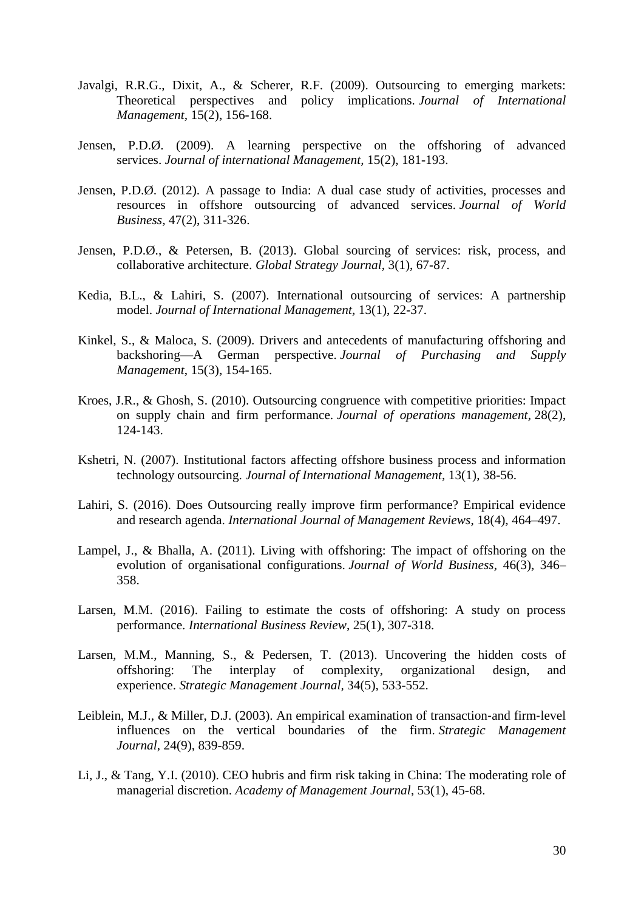Javalgi, R.R.G., Dixit, A., & Scherer, R.F. (2009). Outsourcing to emerging markets: Theoretical perspectives and policy implications. *Journal of International Management*, 15(2), 156-168.

Jensen, P.D.Ø. (2009). A learning perspective on the offshoring of advanced services. *Journal of international Management,* 15(2), 181-193.

Jensen, P.D.Ø. (2012). A passage to India: A dual case study of activities, processes and resources in offshore outsourcing of advanced services. *Journal of World Business,* 47(2), 311-326.

Jensen, P.D.Ø., & Petersen, B. (2013). Global sourcing of services: risk, process, and collaborative architecture. *Global Strategy Journal*, 3(1), 67-87.

Kedia, B.L., & Lahiri, S. (2007). International outsourcing of services: A partnership model. *Journal of International Management,* 13(1), 22-37.

Kinkel, S., & Maloca, S. (2009). Drivers and antecedents of manufacturing offshoring and backshoring—A German perspective. *Journal of Purchasing and Supply Management*, 15(3), 154-165.

Kroes, J.R., & Ghosh, S. (2010). Outsourcing congruence with competitive priorities: Impact on supply chain and firm performance. *Journal of operations management,* 28(2), 124-143.

Kshetri, N. (2007). Institutional factors affecting offshore business process and information technology outsourcing. *Journal of International Management,* 13(1), 38-56.

Lahiri, S. (2016). Does Outsourcing really improve firm performance? Empirical evidence and research agenda. *International Journal of Management Reviews*, 18(4), 464–497.

Lampel, J., & Bhalla, A. (2011). Living with offshoring: The impact of offshoring on the evolution of organisational configurations. *Journal of World Business,* 46(3), 346–358.

Larsen, M.M. (2016). Failing to estimate the costs of offshoring: A study on process performance. *International Business Review*, 25(1), 307-318.

Larsen, M.M., Manning, S., & Pedersen, T. (2013). Uncovering the hidden costs of offshoring: The interplay of complexity, organizational design, and experience. *Strategic Management Journal,* 34(5), 533-552.

Leiblein, M.J., & Miller, D.J. (2003). An empirical examination of transaction-and firm-level influences on the vertical boundaries of the firm. *Strategic Management Journal*, 24(9), 839-859.

Li, J., & Tang, Y.I. (2010). CEO hubris and firm risk taking in China: The moderating role of managerial discretion. *Academy of Management Journal*, 53(1), 45-68.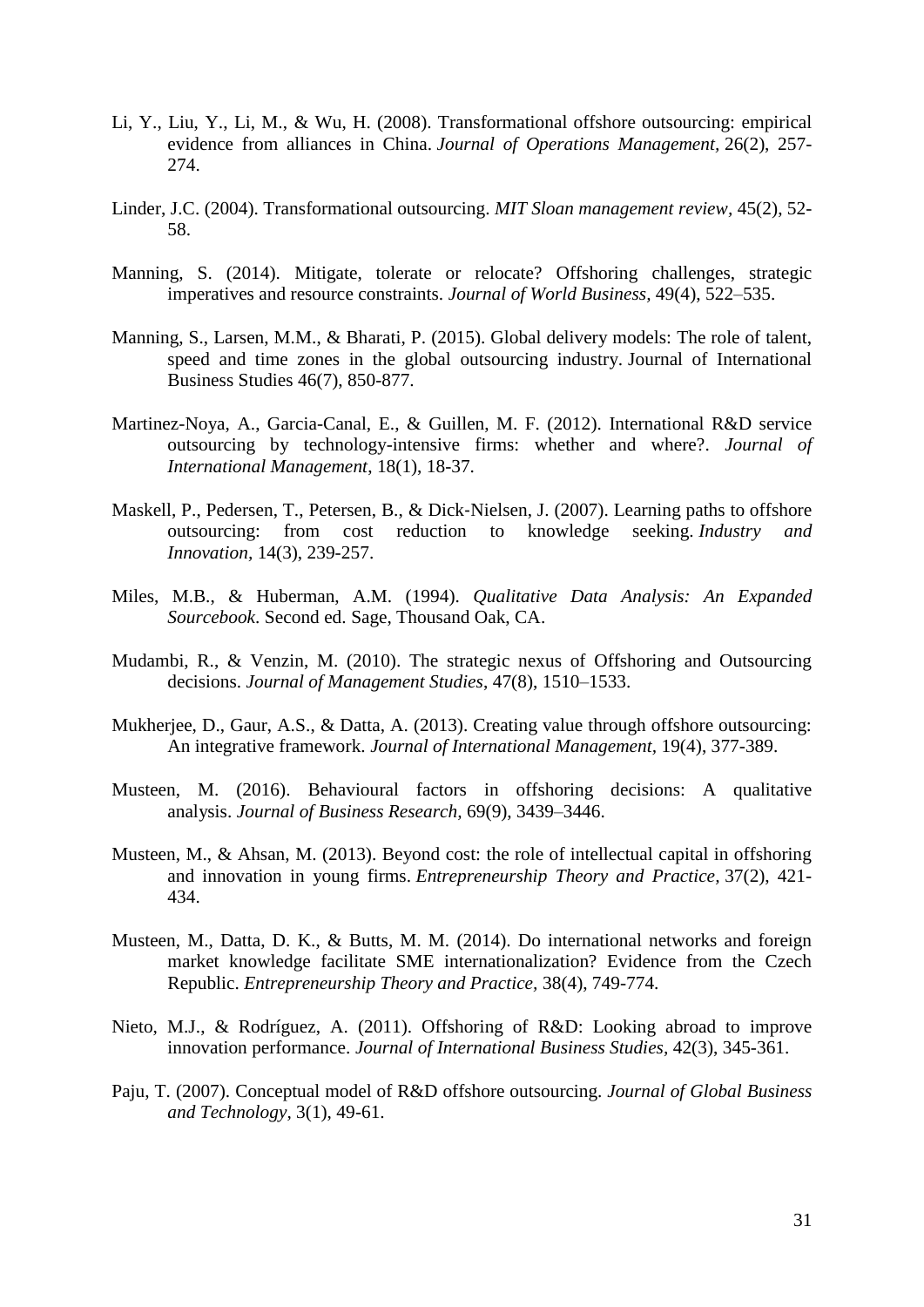Li, Y., Liu, Y., Li, M., & Wu, H. (2008). Transformational offshore outsourcing: empirical evidence from alliances in China. *Journal of Operations Management,* 26(2), 257-274.

Linder, J.C. (2004). Transformational outsourcing. *MIT Sloan management review,* 45(2), 52-58.

Manning, S. (2014). Mitigate, tolerate or relocate? Offshoring challenges, strategic imperatives and resource constraints. *Journal of World Business,* 49(4), 522–535.

Manning, S., Larsen, M.M., & Bharati, P. (2015). Global delivery models: The role of talent, speed and time zones in the global outsourcing industry. Journal of International Business Studies 46(7), 850-877.

Martinez-Noya, A., Garcia-Canal, E., & Guillen, M. F. (2012). International R&D service outsourcing by technology-intensive firms: whether and where?. *Journal of International Management*, 18(1), 18-37.

Maskell, P., Pedersen, T., Petersen, B., & Dick-Nielsen, J. (2007). Learning paths to offshore outsourcing: from cost reduction to knowledge seeking. *Industry and Innovation,* 14(3), 239-257.

Miles, M.B., & Huberman, A.M. (1994). *Qualitative Data Analysis: An Expanded Sourcebook*. Second ed. Sage, Thousand Oak, CA.

Mudambi, R., & Venzin, M. (2010). The strategic nexus of Offshoring and Outsourcing decisions. *Journal of Management Studies*, 47(8), 1510–1533.

Mukherjee, D., Gaur, A.S., & Datta, A. (2013). Creating value through offshore outsourcing: An integrative framework. *Journal of International Management,* 19(4), 377-389.

Musteen, M. (2016). Behavioural factors in offshoring decisions: A qualitative analysis. *Journal of Business Research,* 69(9), 3439–3446.

Musteen, M., & Ahsan, M. (2013). Beyond cost: the role of intellectual capital in offshoring and innovation in young firms. *Entrepreneurship Theory and Practice,* 37(2), 421-434.

Musteen, M., Datta, D. K., & Butts, M. M. (2014). Do international networks and foreign market knowledge facilitate SME internationalization? Evidence from the Czech Republic. *Entrepreneurship Theory and Practice*, 38(4), 749-774.

Nieto, M.J., & Rodríguez, A. (2011). Offshoring of R&D: Looking abroad to improve innovation performance. *Journal of International Business Studies,* 42(3), 345-361.

Paju, T. (2007). Conceptual model of R&D offshore outsourcing. *Journal of Global Business and Technology,* 3(1), 49-61.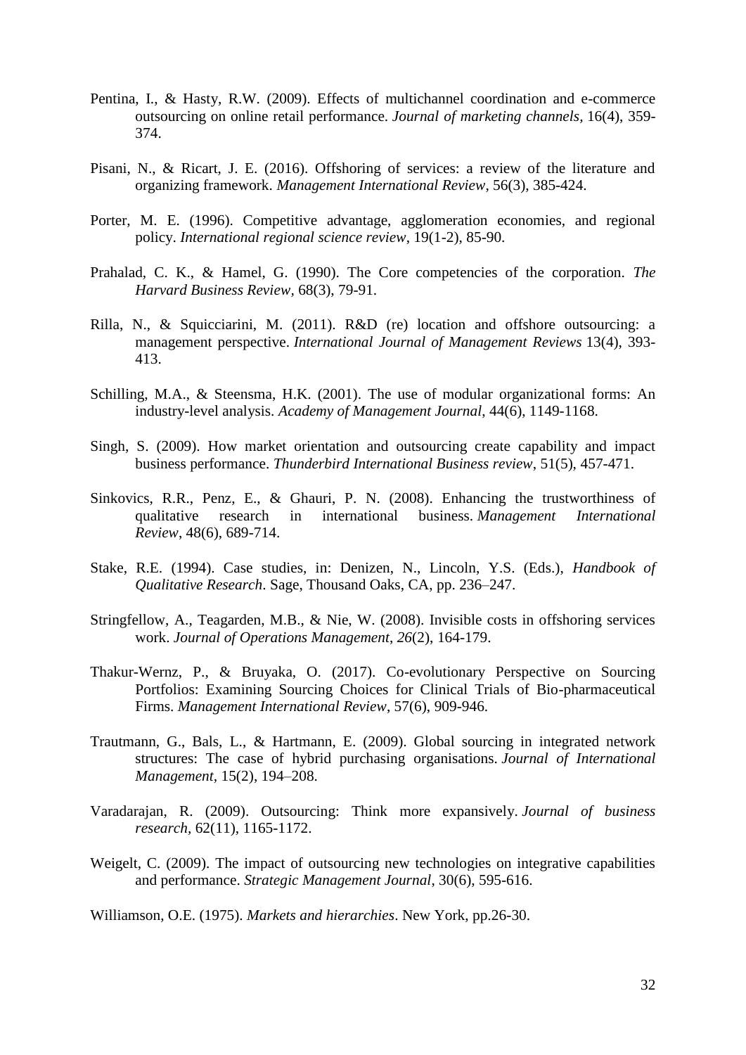Pentina, I., & Hasty, R.W. (2009). Effects of multichannel coordination and e-commerce outsourcing on online retail performance. *Journal of marketing channels*, 16(4), 359-374.

Pisani, N., & Ricart, J. E. (2016). Offshoring of services: a review of the literature and organizing framework. *Management International Review*, 56(3), 385-424.

Porter, M. E. (1996). Competitive advantage, agglomeration economies, and regional policy. *International regional science review*, 19(1-2), 85-90.

Prahalad, C. K., & Hamel, G. (1990). The Core competencies of the corporation. *The Harvard Business Review*, 68(3), 79-91.

Rilla, N., & Squicciarini, M. (2011). R&D (re) location and offshore outsourcing: a management perspective. *International Journal of Management Reviews* 13(4), 393-413.

Schilling, M.A., & Steensma, H.K. (2001). The use of modular organizational forms: An industry-level analysis. *Academy of Management Journal*, 44(6), 1149-1168.

Singh, S. (2009). How market orientation and outsourcing create capability and impact business performance. *Thunderbird International Business review*, 51(5), 457-471.

Sinkovics, R.R., Penz, E., & Ghauri, P. N. (2008). Enhancing the trustworthiness of qualitative research in international business. *Management International Review*, 48(6), 689-714.

Stake, R.E. (1994). Case studies, in: Denizen, N., Lincoln, Y.S. (Eds.), *Handbook of Qualitative Research*. Sage, Thousand Oaks, CA, pp. 236–247.

Stringfellow, A., Teagarden, M.B., & Nie, W. (2008). Invisible costs in offshoring services work. *Journal of Operations Management*, *26*(2), 164-179.

Thakur-Wernz, P., & Bruyaka, O. (2017). Co-evolutionary Perspective on Sourcing Portfolios: Examining Sourcing Choices for Clinical Trials of Bio-pharmaceutical Firms. *Management International Review*, 57(6), 909-946.

Trautmann, G., Bals, L., & Hartmann, E. (2009). Global sourcing in integrated network structures: The case of hybrid purchasing organisations. *Journal of International Management*, 15(2), 194–208.

Varadarajan, R. (2009). Outsourcing: Think more expansively. *Journal of business research*, 62(11), 1165-1172.

Weigelt, C. (2009). The impact of outsourcing new technologies on integrative capabilities and performance. *Strategic Management Journal*, 30(6), 595-616.

Williamson, O.E. (1975). *Markets and hierarchies*. New York, pp.26-30.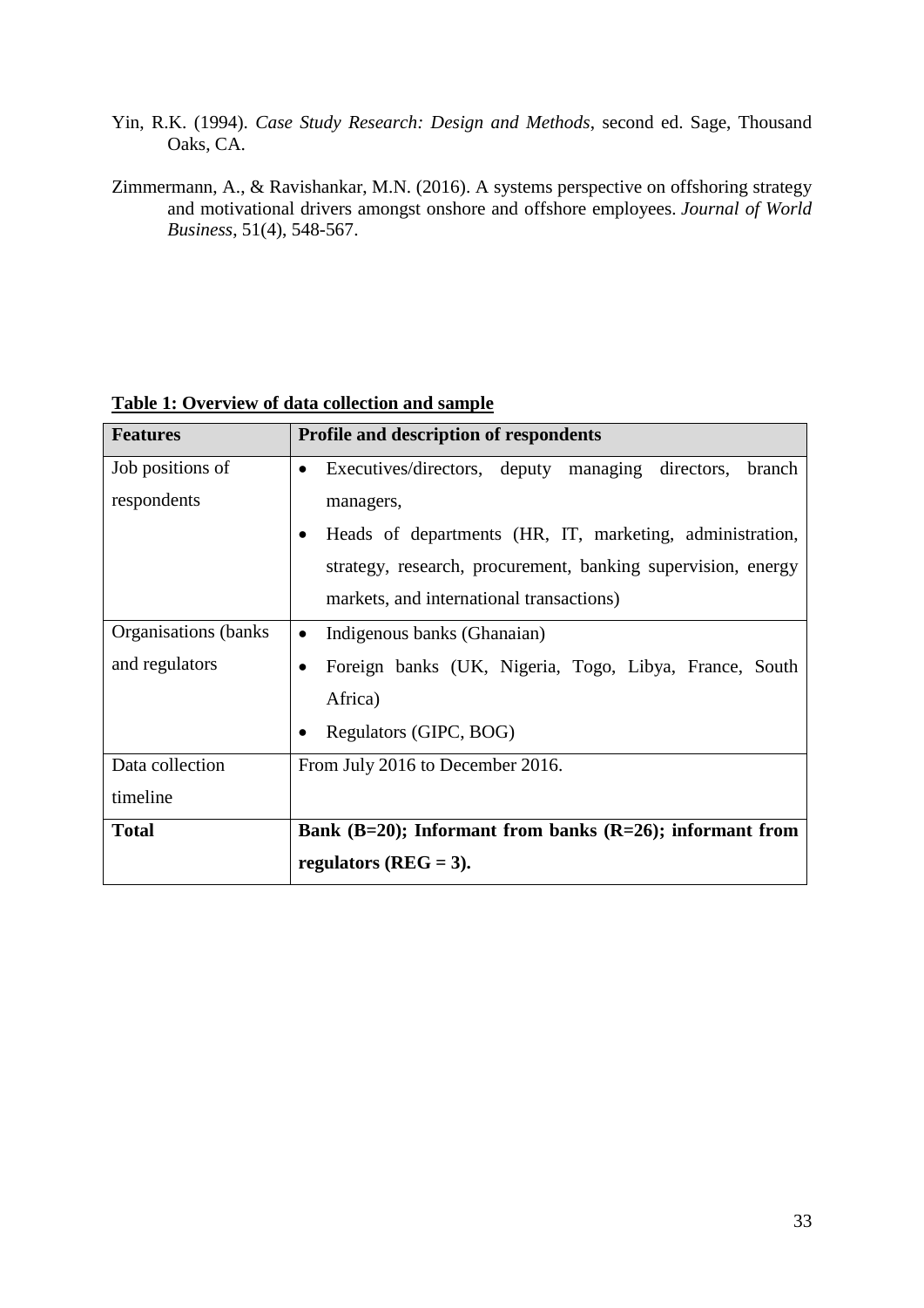Yin, R.K. (1994). *Case Study Research: Design and Methods*, second ed. Sage, Thousand Oaks, CA.

Zimmermann, A., & Ravishankar, M.N. (2016). A systems perspective on offshoring strategy and motivational drivers amongst onshore and offshore employees. *Journal of World Business*, 51(4), 548-567.

**Table 1: Overview of data collection and sample**

| **Features** | **Profile and description of respondents** |
|---|---|
| Job positions of respondents | • Executives/directors, deputy managing directors, branch managers,<br>• Heads of departments (HR, IT, marketing, administration, strategy, research, procurement, banking supervision, energy markets, and international transactions) |
| Organisations (banks and regulators | • Indigenous banks (Ghanaian)<br>• Foreign banks (UK, Nigeria, Togo, Libya, France, South Africa)<br>• Regulators (GIPC, BOG) |
| Data collection timeline | From July 2016 to December 2016. |
| **Total** | **Bank (B=20); Informant from banks (R=26); informant from regulators (REG = 3).** |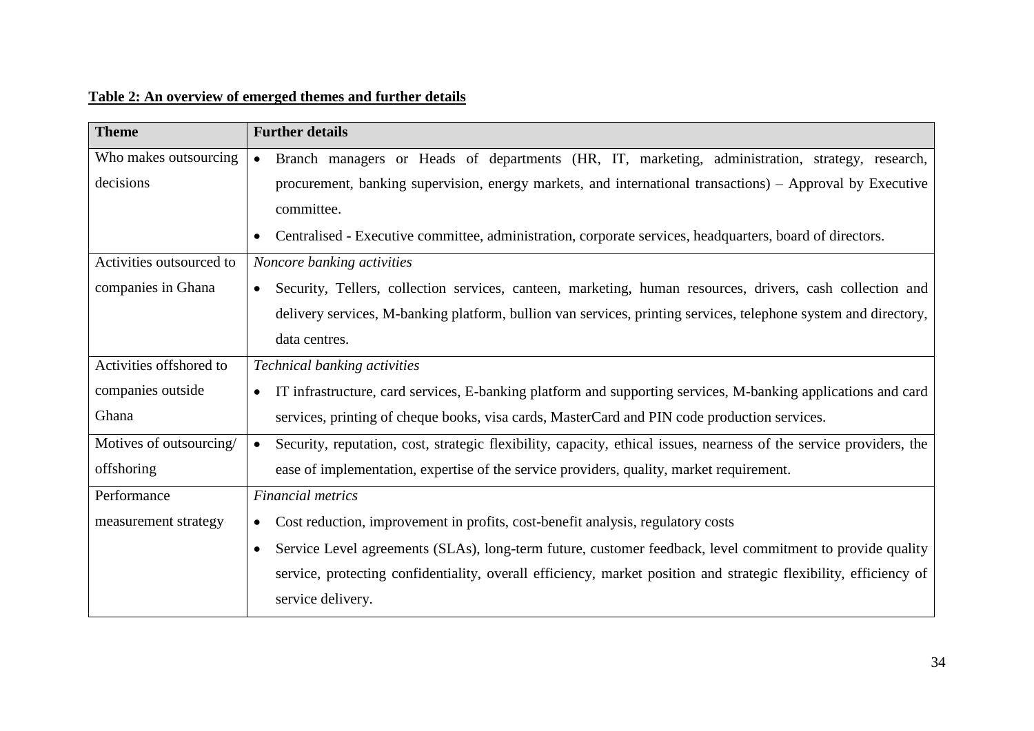**Table 2: An overview of emerged themes and further details**

| Theme | Further details |
|---|---|
| Who makes outsourcing decisions | • Branch managers or Heads of departments (HR, IT, marketing, administration, strategy, research, procurement, banking supervision, energy markets, and international transactions) – Approval by Executive committee.<br>• Centralised - Executive committee, administration, corporate services, headquarters, board of directors. |
| Activities outsourced to companies in Ghana | *Noncore banking activities*<br>• Security, Tellers, collection services, canteen, marketing, human resources, drivers, cash collection and delivery services, M-banking platform, bullion van services, printing services, telephone system and directory, data centres. |
| Activities offshored to companies outside Ghana | *Technical banking activities*<br>• IT infrastructure, card services, E-banking platform and supporting services, M-banking applications and card services, printing of cheque books, visa cards, MasterCard and PIN code production services. |
| Motives of outsourcing/ offshoring | • Security, reputation, cost, strategic flexibility, capacity, ethical issues, nearness of the service providers, the ease of implementation, expertise of the service providers, quality, market requirement. |
| Performance measurement strategy | *Financial metrics*<br>• Cost reduction, improvement in profits, cost-benefit analysis, regulatory costs<br>• Service Level agreements (SLAs), long-term future, customer feedback, level commitment to provide quality service, protecting confidentiality, overall efficiency, market position and strategic flexibility, efficiency of service delivery. |